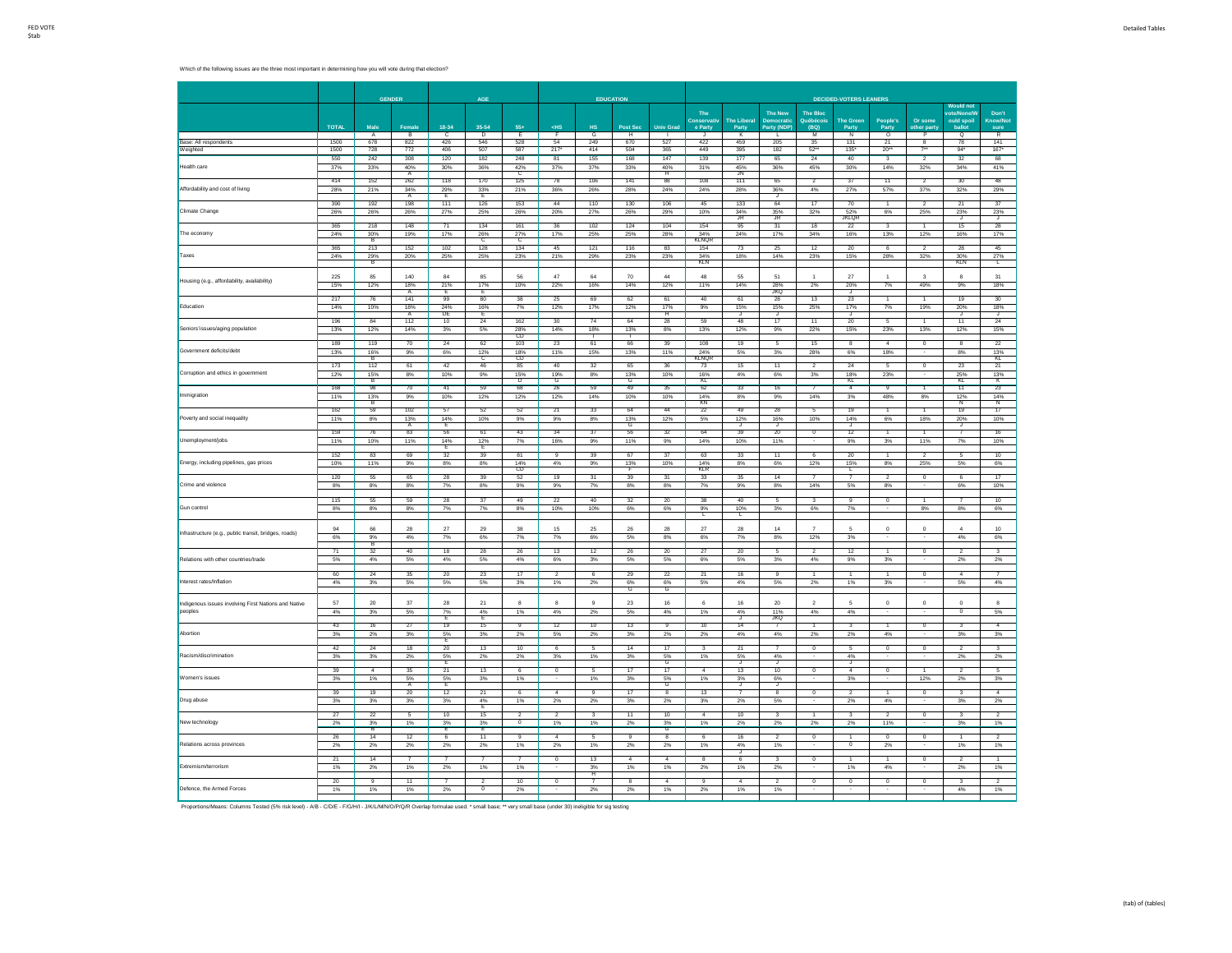Which of the following issues are the three most important in determining how you will vote during that election?

| | TOTAL | GENDER | | AGE | | | EDUCATION | | | | DECIDED-VOTERS LEANERS | | | | | | | | |
|---|---|---|---|---|---|---|---|---|---|---|---|---|---|---|---|---|---|---|---|
| | | Male | Female | 18-34 | 35-54 | 55+ | <HS | HS | Post Sec | Univ Grad | The Conservative Party | The Liberal Party | The New Democratic Party (NDP) | The Bloc Québécois (BQ) | The Green Party | People's Party | Or some other party | Would not vote/None/Would spoil ballot | Don't Know/Not sure |
| | | A | B | C | D | E | F | G | H | I | J | K | L | M | N | O | P | Q | R |
| Base: All respondents | 1500 | 678 | 822 | 426 | 546 | 528 | 54 | 249 | 670 | 527 | 422 | 459 | 205 | 35 | 131 | 21 | 8 | 78 | 141 |
| Weighted | 1500 | 728 | 772 | 406 | 507 | 587 | 217* | 414 | 504 | 365 | 449 | 395 | 182 | 52** | 135* | 20** | 7** | 94* | 167* |
| Health care | 550 | 242 | 308 | 120 | 182 | 248 | 81 | 155 | 168 | 147 | 139 | 177 | 65 | 24 | 40 | 3 | 2 | 32 | 68 |
| | 37% | 33% | 40% | 30% | 36% | 42% | 37% | 37% | 33% | 40% | 31% | 45% | 36% | 45% | 30% | 14% | 32% | 34% | 41% |
| | | | A | | | C | | | | H | | JN | | | | | | | |
| Affordability and cost of living | 414 | 152 | 262 | 118 | 170 | 125 | 78 | 106 | 141 | 88 | 108 | 111 | 65 | 2 | 37 | 11 | 2 | 30 | 48 |
| | 28% | 21% | 34% | 29% | 33% | 21% | 36% | 26% | 28% | 24% | 24% | 28% | 36% | 4% | 27% | 57% | 37% | 32% | 29% |
| | | | A | E | E | | | | | | | | J | | | | | | |
| Climate Change | 390 | 192 | 198 | 111 | 126 | 153 | 44 | 110 | 130 | 106 | 45 | 133 | 64 | 17 | 70 | 1 | 2 | 21 | 37 |
| | 26% | 26% | 26% | 27% | 25% | 26% | 20% | 27% | 26% | 29% | 10% | 34% | 35% | 32% | 52% | 6% | 25% | 23% | 23% |
| | | | | | | | | | | | | JH | JH | | JKLQR | | | J | J |
| The economy | 365 | 218 | 148 | 71 | 134 | 161 | 36 | 102 | 124 | 104 | 154 | 95 | 31 | 18 | 22 | 3 | 1 | 15 | 28 |
| | 24% | 30% | 19% | 17% | 26% | 27% | 17% | 25% | 25% | 28% | 34% | 24% | 17% | 34% | 16% | 13% | 12% | 16% | 17% |
| | | B | | | C | C | | | | | KLNQR | | | | | | | | |
| Taxes | 365 | 213 | 152 | 102 | 128 | 134 | 45 | 121 | 116 | 83 | 154 | 73 | 25 | 12 | 20 | 6 | 2 | 28 | 45 |
| | 24% | 29% | 20% | 25% | 25% | 23% | 21% | 29% | 23% | 23% | 34% | 18% | 14% | 23% | 15% | 28% | 32% | 30% | 27% |
| | | B | | | | | | | | | KLN | | | | | | | KLN | L |
| Housing (e.g., affordability, availability) | 225 | 85 | 140 | 84 | 85 | 56 | 47 | 64 | 70 | 44 | 48 | 55 | 51 | 1 | 27 | 1 | 3 | 8 | 31 |
| | 15% | 12% | 18% | 21% | 17% | 10% | 22% | 16% | 14% | 12% | 11% | 14% | 28% | 2% | 20% | 7% | 49% | 9% | 18% |
| | | | A | E | E | | | | | | | | JKQ | | J | | | | |
| Education | 217 | 76 | 141 | 99 | 80 | 38 | 25 | 69 | 62 | 61 | 40 | 61 | 28 | 13 | 23 | 1 | 1 | 19 | 30 |
| | 14% | 10% | 18% | 24% | 16% | 7% | 12% | 17% | 12% | 17% | 9% | 15% | 15% | 25% | 17% | 7% | 19% | 20% | 18% |
| | | | A | DE | E | | | | | H | | J | J | | J | | | J | J |
| Seniors' issues/aging population | 196 | 84 | 112 | 10 | 24 | 162 | 30 | 74 | 64 | 28 | 59 | 48 | 17 | 11 | 20 | 5 | 1 | 11 | 24 |
| | 13% | 12% | 14% | 3% | 5% | 28% | 14% | 18% | 13% | 8% | 13% | 12% | 9% | 22% | 15% | 23% | 13% | 12% | 15% |
| | | | | | | CD | | I | I | | | | | | | | | | |
| Government deficits/debt | 189 | 119 | 70 | 24 | 62 | 103 | 23 | 61 | 66 | 39 | 108 | 19 | 5 | 15 | 8 | 4 | 0 | 8 | 22 |
| | 13% | 16% | 9% | 6% | 12% | 18% | 11% | 15% | 13% | 11% | 24% | 5% | 3% | 28% | 6% | 18% | - | 8% | 13% |
| | | B | | | C | CD | | | | | KLNQR | | | | | | | | KL |
| Corruption and ethics in government | 173 | 112 | 61 | 42 | 46 | 85 | 40 | 32 | 65 | 36 | 73 | 15 | 11 | 2 | 24 | 5 | 0 | 23 | 21 |
| | 12% | 15% | 8% | 10% | 9% | 15% | 19% | 8% | 13% | 10% | 16% | 4% | 6% | 3% | 18% | 23% | - | 25% | 13% |
| | | B | | | | D | G | | G | | KL | | | | KL | | | KL | K |
| Immigration | 168 | 98 | 70 | 41 | 59 | 68 | 26 | 59 | 49 | 35 | 62 | 33 | 16 | 7 | 4 | 9 | 1 | 11 | 23 |
| | 11% | 13% | 9% | 10% | 12% | 12% | 12% | 14% | 10% | 10% | 14% | 8% | 9% | 14% | 3% | 48% | 8% | 12% | 14% |
| | | B | | | | | | | | | KN | | | | | | | N | N |
| Poverty and social inequality | 162 | 59 | 102 | 57 | 52 | 52 | 21 | 33 | 64 | 44 | 22 | 49 | 28 | 5 | 19 | 1 | 1 | 19 | 17 |
| | 11% | 8% | 13% | 14% | 10% | 9% | 9% | 8% | 13% | 12% | 5% | 12% | 16% | 10% | 14% | 6% | 18% | 20% | 10% |
| | | | A | E | | | | | | | | J | J | | J | | | J | |
| Unemployment/jobs | 159 | 76 | 83 | 56 | 61 | 43 | 34 | 37 | 56 | 32 | 64 | 39 | 20 | 0 | 12 | 1 | 1 | 7 | 16 |
| | 11% | 10% | 11% | 14% | 12% | 7% | 16% | 9% | 11% | 9% | 14% | 10% | 11% | - | 9% | 3% | 11% | 7% | 10% |
| | | | | E | E | | | | | | | | | | | | | | |
| Energy, including pipelines, gas prices | 152 | 83 | 69 | 32 | 39 | 81 | 9 | 39 | 67 | 37 | 63 | 33 | 11 | 6 | 20 | 1 | 2 | 5 | 10 |
| | 10% | 11% | 9% | 8% | 8% | 14% | 4% | 9% | 13% | 10% | 14% | 8% | 6% | 12% | 15% | 8% | 25% | 5% | 6% |
| | | | | | | CD | | | F | | KLR | | | | L | | | | |
| Crime and violence | 120 | 55 | 65 | 28 | 39 | 52 | 19 | 31 | 39 | 31 | 35 | 33 | 14 | 7 | 7 | 2 | 0 | 6 | 17 |
| | 8% | 8% | 8% | 7% | 8% | 9% | 9% | 7% | 8% | 8% | 7% | 9% | 8% | 14% | 5% | 8% | - | 6% | 10% |
| Gun control | 115 | 55 | 59 | 28 | 37 | 49 | 22 | 40 | 32 | 20 | 38 | 40 | 5 | 3 | 9 | 0 | 1 | 7 | 10 |
| | 8% | 8% | 8% | 7% | 7% | 8% | 10% | 10% | 6% | 6% | 9% | 10% | 3% | 6% | 7% | - | 8% | 8% | 6% |
| | | | | | | | | | | | L | L | | | | | | | |
| Infrastructure (e.g., public transit, bridges, roads) | 94 | 66 | 28 | 27 | 29 | 38 | 15 | 25 | 26 | 28 | 27 | 28 | 14 | 7 | 5 | 0 | 0 | 4 | 10 |
| | 6% | 9% | 4% | 7% | 6% | 7% | 7% | 6% | 5% | 8% | 6% | 7% | 8% | 12% | 3% | - | - | 4% | 6% |
| | | B | | | | | | | | | | | | | | | | | |
| Relations with other countries/trade | 71 | 32 | 40 | 18 | 28 | 26 | 13 | 12 | 26 | 20 | 27 | 20 | 5 | 2 | 12 | 1 | 0 | 2 | 3 |
| | 5% | 4% | 5% | 4% | 5% | 4% | 6% | 3% | 5% | 5% | 6% | 5% | 3% | 4% | 9% | 3% | - | 2% | 2% |
| Interest rates/inflation | 60 | 24 | 35 | 20 | 23 | 17 | 2 | 6 | 29 | 22 | 21 | 16 | 9 | 1 | 1 | 1 | 0 | 4 | 7 |
| | 4% | 3% | 5% | 5% | 5% | 3% | 1% | 2% | 6% | 6% | 5% | 4% | 5% | 2% | 1% | 3% | - | 5% | 4% |
| | | | | | | | | | G | G | | | | | | | | | |
| Indigenous issues involving First Nations and Native peoples | 57 | 20 | 37 | 28 | 21 | 8 | 8 | 9 | 23 | 16 | 6 | 16 | 20 | 2 | 5 | 0 | 0 | 0 | 8 |
| | 4% | 3% | 5% | 7% | 4% | 1% | 4% | 2% | 5% | 4% | 1% | 4% | 11% | 4% | 4% | - | - | 0 | 5% |
| | | | | E | E | | | | | | | J | JKQ | | | | | | |
| Abortion | 43 | 16 | 27 | 19 | 15 | 9 | 12 | 10 | 13 | 9 | 10 | 14 | 7 | 1 | 3 | 1 | 0 | 3 | 4 |
| | 3% | 2% | 3% | 5% | 3% | 2% | 5% | 2% | 3% | 2% | 2% | 4% | 4% | 2% | 2% | 4% | - | 3% | 3% |
| | | | | E | | | | | | | | | | | | | | | |
| Racism/discrimination | 42 | 24 | 18 | 20 | 13 | 10 | 6 | 5 | 14 | 17 | 3 | 21 | 7 | 0 | 5 | 0 | 0 | 2 | 3 |
| | 3% | 3% | 2% | 5% | 2% | 2% | 3% | 1% | 3% | 5% | 1% | 5% | 4% | - | 4% | - | - | 2% | 2% |
| | | | | E | | | | | | G | | J | J | | J | | | | |
| Women's issues | 39 | 4 | 35 | 21 | 13 | 6 | 0 | 5 | 17 | 17 | 4 | 13 | 10 | 0 | 4 | 0 | 1 | 2 | 5 |
| | 3% | 1% | 5% | 5% | 3% | 1% | - | 1% | 3% | 5% | 1% | 3% | 6% | - | 3% | - | 12% | 2% | 3% |
| | | | A | E | | | | | | G | | J | J | | | | | | |
| Drug abuse | 39 | 19 | 20 | 12 | 21 | 6 | 4 | 9 | 17 | 8 | 13 | 7 | 8 | 0 | 2 | 1 | 0 | 3 | 4 |
| | 3% | 3% | 3% | 3% | 4% | 1% | 2% | 2% | 3% | 2% | 3% | 2% | 5% | - | 2% | 4% | - | 3% | 2% |
| | | | | | E | | | | | | | | | | | | | | |
| New technology | 27 | 22 | 5 | 10 | 15 | 2 | 3 | 3 | 11 | 10 | 4 | 10 | 3 | 1 | 3 | 2 | 0 | 3 | 2 |
| | 2% | 3% | 1% | 3% | 3% | 0 | 1% | 1% | 2% | 3% | 1% | 2% | 2% | 2% | 2% | 11% | - | 3% | 1% |
| | | B | | E | E | | | | | G | | | | | | | | | |
| Relations across provinces | 26 | 14 | 12 | 6 | 11 | 9 | 4 | 5 | 9 | 8 | 6 | 16 | 2 | 0 | 1 | 0 | 0 | 1 | 2 |
| | 2% | 2% | 2% | 2% | 2% | 1% | 2% | 1% | 2% | 2% | 1% | 4% | 1% | - | 0 | 2% | - | 1% | 1% |
| | | | | | | | | | | | | J | | | | | | | |
| Extremism/terrorism | 21 | 14 | 7 | 7 | 7 | 7 | 0 | 13 | 4 | 4 | 8 | 6 | 3 | 0 | 1 | 1 | 0 | 2 | 1 |
| | 1% | 2% | 1% | 2% | 1% | 1% | - | 3% | 1% | 1% | 2% | 1% | 2% | - | 1% | 4% | - | 2% | 1% |
| | | | | | | | | H | | | | | | | | | | | |
| Defence, the Armed Forces | 20 | 9 | 11 | 7 | 2 | 10 | 0 | 7 | 8 | 4 | 9 | 4 | 2 | 0 | 0 | 0 | 0 | 3 | 2 |
| | 1% | 1% | 1% | 2% | 0 | 2% | - | 2% | 2% | 1% | 2% | 1% | 1% | - | - | - | - | 4% | 1% |

Proportions/Means: Columns Tested (5% risk level) - A/B - C/D/E - F/G/H/I - J/K/L/M/N/O/P/Q/R Overlap formulae used. * small base; ** very small base (under 30) ineligible for sig testing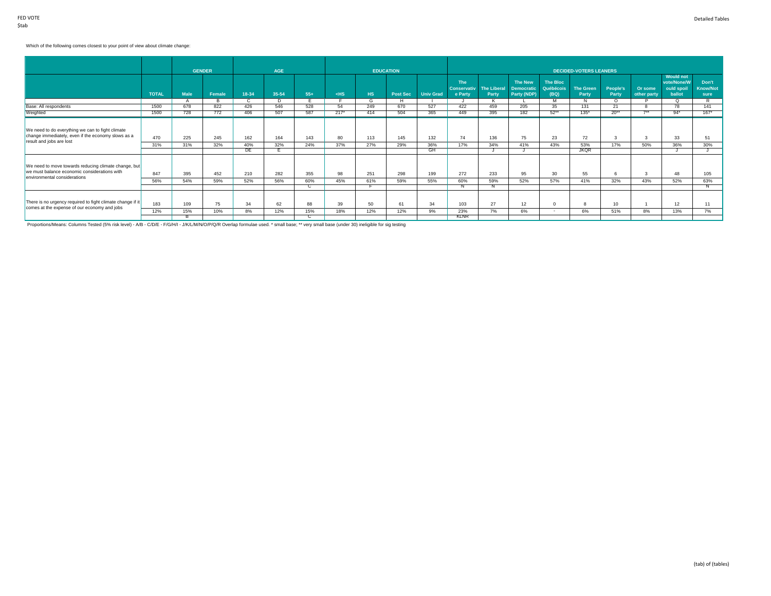Which of the following comes closest to your point of view about climate change:

| | | GENDER | | AGE | | | EDUCATION | | | | DECIDED-VOTERS LEANERS | | | | | | | | |
|---|---|---|---|---|---|---|---|---|---|---|---|---|---|---|---|---|---|---|---|
| | TOTAL | Male | Female | 18-34 | 35-54 | 55+ | <HS | HS | Post Sec | Univ Grad | The Conservative Party | The Liberal Party | The New Democratic Party (NDP) | The Bloc Québécois (BQ) | The Green Party | People's Party | Or some other party | Would not vote/None/Would spoil ballot | Don't Know/Not sure |
| | | A | B | C | D | E | F | G | H | I | J | K | L | M | N | O | P | Q | R |
| Base: All respondents | 1500 | 678 | 822 | 426 | 546 | 528 | 54 | 249 | 670 | 527 | 422 | 459 | 205 | 35 | 131 | 21 | 8 | 78 | 141 |
| Weighted | 1500 | 728 | 772 | 406 | 507 | 587 | 217* | 414 | 504 | 365 | 449 | 395 | 182 | 52** | 135* | 20** | 7** | 94* | 167* |
| We need to do everything we can to fight climate change immediately, even if the economy slows as a result and jobs are lost | 470 | 225 | 245 | 162 | 164 | 143 | 80 | 113 | 145 | 132 | 74 | 136 | 75 | 23 | 72 | 3 | 3 | 33 | 51 |
| | 31% | 31% | 32% | 40% | 32% | 24% | 37% | 27% | 29% | 36% | 17% | 34% | 41% | 43% | 53% | 17% | 50% | 36% | 30% |
| | | | | DE | E | | | | | GH | | J | J | | JKQR | | | J | J |
| We need to move towards reducing climate change, but we must balance economic considerations with environmental considerations | 847 | 395 | 452 | 210 | 282 | 355 | 98 | 251 | 298 | 199 | 272 | 233 | 95 | 30 | 55 | 6 | 3 | 48 | 105 |
| | 56% | 54% | 59% | 52% | 56% | 60% | 45% | 61% | 59% | 55% | 60% | 59% | 52% | 57% | 41% | 32% | 43% | 52% | 63% |
| | | | | | | C | | F | | | N | N | | | | | | | N |
| There is no urgency required to fight climate change if it comes at the expense of our economy and jobs | 183 | 109 | 75 | 34 | 62 | 88 | 39 | 50 | 61 | 34 | 103 | 27 | 12 | 0 | 8 | 10 | 1 | 12 | 11 |
| | 12% | 15% | 10% | 8% | 12% | 15% | 18% | 12% | 12% | 9% | 23% | 7% | 6% | - | 6% | 51% | 8% | 13% | 7% |
| | | B | | | | C | | | | | KLNR | | | | | | | | |

Proportions/Means: Columns Tested (5% risk level) - A/B - C/D/E - F/G/H/I - J/K/L/M/N/O/P/Q/R Overlap formulae used. * small base; ** very small base (under 30) ineligible for sig testing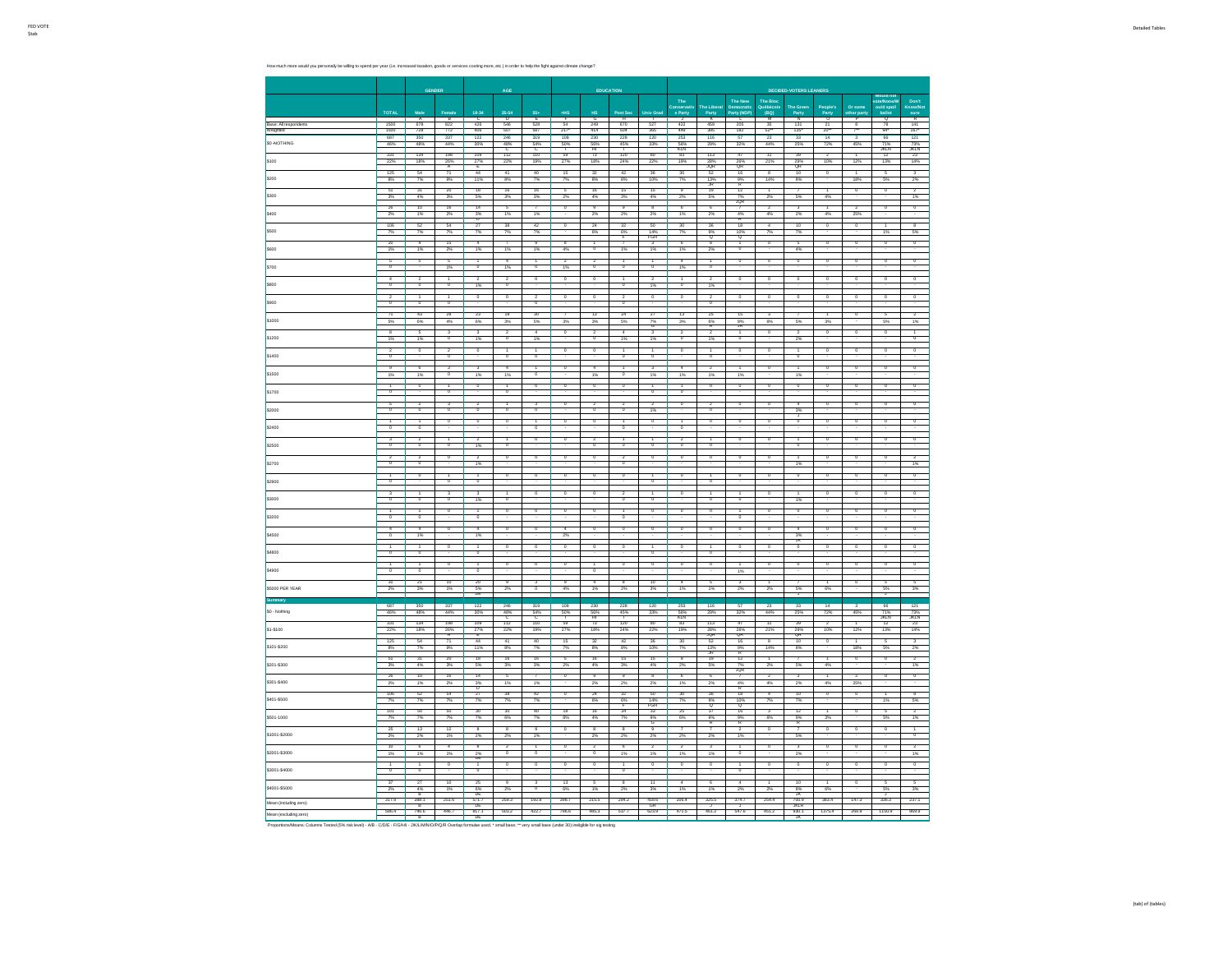How much more would you personally be willing to spend per year (i.e. increased taxation, goods or services costing more, etc.) in order to help the fight against climate change?

| | TOTAL | GENDER: Male | Female | AGE: 18-34 | 35-54 | 55+ | EDUCATION: <HS | HS | Post Sec | Univ Grad | DECIDED-VOTERS LEANERS: The Conservative Party | The Liberal Party | The New Democratic Party (NDP) | The Bloc Québécois (BQ) | The Green Party | People's Party | Or some other party | Would not vote/None/Would spoil ballot | Don't Know/Not sure |
|---|---|---|---|---|---|---|---|---|---|---|---|---|---|---|---|---|---|---|---|
| | | A | B | C | D | E | F | G | H | I | J | K | L | M | N | O | P | Q | R |
| Base: All respondents | 1500 | 678 | 822 | 428 | 546 | 526 | 54 | 249 | 670 | 527 | 433 | 459 | 206 | 35 | 131 | 21 | 8 | 78 | 141 |
| Weighted | 1500 | 728 | 772 | 406 | 507 | 587 | 217* | 414 | 504 | 365 | 449 | 395 | 182 | 52** | 135* | 20** | 7** | 84* | 167* |
| $0 NOTHING | 687 | 350 | 337 | 122 | 246 | 319 | 108 | 230 | 229 | 120 | 263 | 116 | 57 | 23 | 33 | 14 | 3 | 66 | 121 |
| | 46% | 48% | 44% | 30% | 49% | 54% | 50% | 56% | 45% | 33% | 59% | 29% | 32% | 44% | 25% | 72% | 45% | 71% | 73% |
| $100 | 331 | 134 | 198 | 109 | 112 | 110 | 59 | 73 | 120 | 80 | 83 | 113 | 47 | 11 | 39 | 2 | 1 | 12 | 23 |
| | 22% | 18% | 26% | 27% | 22% | 19% | 27% | 18% | 24% | 22% | 19% | 28% | 26% | 21% | 29% | 10% | 12% | 13% | 14% |
| $200 | 125 | 54 | 71 | 44 | 41 | 40 | 15 | 32 | 42 | 36 | 30 | 52 | 16 | 8 | 10 | 0 | 1 | 5 | 3 |
| | 8% | 7% | 9% | 11% | 8% | 7% | 7% | 8% | 8% | 10% | 7% | 13% | 9% | 14% | 8% | - | 18% | 5% | 2% |
| $300 | 51 | 31 | 20 | 18 | 16 | 16 | 5 | 16 | 15 | 15 | 9 | 19 | 12 | 1 | 7 | 1 | 0 | 0 | 2 |
| | 3% | 4% | 3% | 5% | 3% | 3% | 2% | 4% | 3% | 4% | 2% | 5% | 7% | 2% | 5% | 4% | - | - | 1% |
| $400 | 26 | 10 | 16 | 14 | 5 | 7 | 0 | 9 | 9 | 8 | 6 | 6 | 7 | 2 | 3 | 1 | 2 | 0 | 0 |
| | 2% | 1% | 2% | 3% | 1% | 1% | - | 2% | 2% | 2% | 1% | 2% | 4% | 4% | 2% | 4% | 25% | - | - |
| $500 | 106 | 52 | 54 | 27 | 38 | 42 | 0 | 24 | 32 | 50 | 30 | 36 | 19 | 4 | 10 | 0 | 0 | 1 | 8 |
| | 7% | 7% | 7% | 7% | 7% | 7% | - | 6% | 6% | 14% | 7% | 9% | 10% | 7% | 7% | - | - | 1% | 5% |
| $600 | 20 | 4 | 15 | 4 | 7 | 9 | 8 | 1 | 8 | 3 | 6 | 9 | 3 | 0 | 5 | 0 | 0 | 0 | 0 |
| | 1% | 1% | 2% | 1% | 1% | 1% | 4% | 0 | 1% | 1% | 1% | 2% | 0 | - | 4% | - | - | - | - |
| $700 | 5 | 0 | 5 | 1 | 4 | 1 | 2 | 2 | 1 | 1 | 4 | 1 | 0 | 0 | 0 | 0 | 0 | 0 | 0 |
| | 0 | - | 1% | 0 | 1% | 0 | 1% | 0 | 0 | 0 | 1% | 0 | - | - | - | - | - | - | - |
| $800 | 4 | 2 | 1 | 2 | 2 | 0 | 0 | 0 | 1 | 2 | 1 | 2 | 0 | 0 | 0 | 0 | 0 | 0 | 0 |
| | 0 | 0 | 0 | 1% | 0 | - | - | - | 0 | 1% | 0 | 1% | - | - | - | - | - | - | - |
| $900 | 2 | 1 | 1 | 0 | 0 | 2 | 0 | 0 | 2 | 0 | 0 | 2 | 0 | 0 | 0 | 0 | 0 | 0 | 0 |
| | 0 | 0 | 0 | - | - | 0 | - | - | 0 | - | - | 0 | - | - | - | - | - | - | - |
| $1000 | 71 | 43 | 28 | 23 | 18 | 30 | 7 | 12 | 24 | 27 | 13 | 25 | 15 | 3 | 7 | 1 | 0 | 5 | 2 |
| | 5% | 6% | 4% | 6% | 3% | 5% | 3% | 3% | 5% | 7% | 3% | 6% | 8% | 6% | 5% | 3% | - | 5% | 1% |
| $1200 | 8 | 5 | 3 | 3 | 2 | 4 | 0 | 2 | 4 | 3 | 2 | 2 | 1 | 0 | 2 | 0 | 0 | 0 | 1 |
| | 1% | 1% | 0 | 1% | 0 | 1% | - | 0 | 1% | 1% | 0 | 1% | 0 | - | 2% | - | - | - | 0 |
| $1400 | 2 | 0 | 2 | 0 | 1 | 1 | 0 | 0 | 1 | 1 | 0 | 1 | 0 | 0 | 1 | 0 | 0 | 0 | 0 |
| | 0 | - | 0 | - | 0 | 0 | - | - | 0 | 0 | - | 0 | - | - | 0 | - | - | - | - |
| $1500 | 9 | 6 | 3 | 3 | 4 | 1 | 0 | 4 | 1 | 3 | 4 | 2 | 1 | 0 | 1 | 0 | 0 | 0 | 0 |
| | 1% | 1% | 0 | 1% | 1% | 0 | - | 1% | 0 | 1% | 1% | 1% | 1% | - | 1% | - | - | - | - |
| $1700 | 1 | 0 | 1 | 0 | 1 | 0 | 0 | 0 | 0 | 1 | 1 | 0 | 0 | 0 | 0 | 0 | 0 | 0 | 0 |
| | 0 | - | 0 | - | 0 | - | - | - | - | 0 | 0 | - | - | - | - | - | - | - | - |
| $2000 | 5 | 2 | 3 | 2 | 1 | 3 | 0 | 2 | 1 | 2 | 0 | 2 | 0 | 0 | 4 | 0 | 0 | 0 | 0 |
| | 0 | 0 | 0 | 0 | 0 | 0 | - | 0 | 0 | 1% | - | 0 | - | - | 3% | - | - | - | - |
| $2400 | 1 | 1 | 0 | 0 | 0 | 1 | 0 | 0 | 1 | 0 | 1 | 0 | 0 | 0 | 0 | 0 | 0 | 0 | 0 |
| | 0 | 0 | - | - | - | 0 | - | - | 0 | - | 0 | - | - | - | - | - | - | - | - |
| $2500 | 3 | 2 | 1 | 2 | 1 | 0 | 0 | 2 | 1 | 1 | 2 | 1 | 0 | 0 | 1 | 0 | 0 | 0 | 0 |
| | 0 | 0 | 0 | 1% | 0 | - | - | 0 | 0 | 0 | 0 | 0 | - | - | 0 | - | - | - | - |
| $2700 | 2 | 2 | 0 | 2 | 0 | 0 | 0 | 0 | 2 | 0 | 0 | 0 | 0 | 0 | 1 | 0 | 0 | 0 | 2 |
| | 0 | 0 | - | 1% | - | - | - | - | 0 | - | - | - | - | - | 1% | - | - | - | 1% |
| $2900 | 1 | 0 | 1 | 1 | 0 | 0 | 0 | 0 | 0 | 1 | 0 | 1 | 0 | 0 | 0 | 0 | 0 | 0 | 0 |
| | 0 | - | 0 | 0 | - | - | - | - | - | 0 | - | 0 | - | - | - | - | - | - | - |
| $3000 | 3 | 1 | 3 | 3 | 1 | 0 | 0 | 0 | 2 | 1 | 0 | 1 | 1 | 0 | 1 | 0 | 0 | 0 | 0 |
| | 0 | 0 | 0 | 1% | 0 | - | - | - | 0 | 0 | - | 0 | 0 | - | 1% | - | - | - | - |
| $3200 | 1 | 1 | 0 | 1 | 0 | 0 | 0 | 0 | 1 | 0 | 0 | 0 | 1 | 0 | 0 | 0 | 0 | 0 | 0 |
| | 0 | 0 | - | 0 | - | - | - | - | 0 | - | - | - | 0 | - | - | - | - | - | - |
| $4500 | 4 | 4 | 0 | 4 | 0 | 0 | 4 | 0 | 0 | 0 | 0 | 0 | 0 | 0 | 4 | 0 | 0 | 0 | 0 |
| | 0 | 1% | - | 1% | - | - | 2% | - | - | - | - | - | - | - | 3% | - | - | - | - |
| $4800 | 1 | 1 | 0 | 1 | 0 | 0 | 0 | 0 | 0 | 1 | 0 | 1 | 0 | 0 | 0 | 0 | 0 | 0 | 0 |
| | 0 | 0 | - | 0 | - | - | - | - | - | 0 | - | 0 | - | - | - | - | - | - | - |
| $4900 | 1 | 1 | 0 | 1 | 0 | 0 | 0 | 1 | 0 | 0 | 0 | 0 | 1 | 0 | 0 | 0 | 0 | 0 | 0 |
| | 0 | 0 | - | 0 | - | - | - | 0 | - | - | - | - | 1% | - | - | - | - | - | - |
| $5000 PER YEAR | 30 | 21 | 10 | 20 | 8 | 3 | 8 | 4 | 8 | 10 | 4 | 5 | 3 | 1 | 7 | 1 | 0 | 5 | 5 |
| | 2% | 3% | 1% | 5% | 2% | 0 | 4% | 1% | 2% | 3% | 1% | 1% | 2% | 2% | 5% | 6% | - | 5% | 3% |
| **Summary** | | | | | | | | | | | | | | | | | | | |
| $0 - Nothing | 687 | 350 | 337 | 122 | 246 | 319 | 108 | 230 | 229 | 120 | 263 | 116 | 57 | 23 | 33 | 14 | 3 | 66 | 121 |
| | 46% | 48% | 44% | 30% | 49% | 54% | 50% | 56% | 45% | 33% | 59% | 29% | 32% | 44% | 25% | 72% | 45% | 71% | 73% |
| $1-$100 | 331 | 134 | 198 | 109 | 112 | 110 | 59 | 73 | 120 | 80 | 83 | 113 | 47 | 11 | 39 | 2 | 1 | 12 | 23 |
| | 22% | 18% | 26% | 27% | 22% | 19% | 27% | 18% | 24% | 22% | 19% | 28% | 26% | 21% | 29% | 10% | 12% | 13% | 14% |
| $101-$200 | 125 | 54 | 71 | 44 | 41 | 40 | 15 | 32 | 42 | 36 | 30 | 52 | 16 | 8 | 10 | 0 | 1 | 5 | 3 |
| | 8% | 7% | 9% | 11% | 8% | 7% | 7% | 8% | 8% | 10% | 7% | 13% | 9% | 14% | 8% | - | 18% | 5% | 2% |
| $201-$300 | 51 | 31 | 20 | 18 | 16 | 16 | 5 | 16 | 15 | 15 | 9 | 19 | 12 | 1 | 7 | 1 | 0 | 0 | 2 |
| | 3% | 4% | 3% | 5% | 3% | 3% | 2% | 4% | 3% | 4% | 2% | 5% | 7% | 2% | 5% | 4% | - | - | 1% |
| $301-$400 | 26 | 10 | 16 | 14 | 5 | 7 | 0 | 9 | 9 | 8 | 6 | 6 | 7 | 2 | 3 | 1 | 2 | 0 | 0 |
| | 2% | 1% | 2% | 3% | 1% | 1% | - | 2% | 2% | 2% | 1% | 2% | 4% | 4% | 2% | 4% | 25% | - | - |
| $401-$500 | 106 | 52 | 54 | 27 | 38 | 42 | 0 | 24 | 32 | 50 | 30 | 36 | 19 | 4 | 10 | 0 | 0 | 1 | 8 |
| | 7% | 7% | 7% | 7% | 7% | 7% | - | 6% | 6% | 14% | 7% | 9% | 10% | 7% | 7% | - | - | 1% | 5% |
| $501-1000 | 101 | 50 | 50 | 30 | 30 | 40 | 19 | 16 | 34 | 33 | 25 | 37 | 18 | 3 | 12 | 1 | 0 | 5 | 2 |
| | 7% | 7% | 7% | 7% | 6% | 7% | 8% | 4% | 7% | 9% | 6% | 9% | 9% | 6% | 9% | 3% | - | 5% | 1% |
| $1001-$2000 | 25 | 13 | 12 | 8 | 8 | 9 | 0 | 8 | 8 | 9 | 7 | 7 | 3 | 0 | 7 | 0 | 0 | 0 | 1 |
| | 2% | 2% | 2% | 2% | 2% | 1% | - | 2% | 2% | 2% | 2% | 2% | 1% | - | 5% | - | - | - | 0 |
| $2001-$3000 | 10 | 6 | 4 | 6 | 2 | 1 | 0 | 2 | 6 | 2 | 2 | 3 | 1 | 0 | 3 | 0 | 0 | 0 | 2 |
| | 1% | 1% | 1% | 2% | 0 | 0 | - | 0 | 1% | 1% | 1% | 1% | 0 | - | 2% | - | - | - | 1% |
| $3001-$4000 | 1 | 1 | 0 | 1 | 0 | 0 | 0 | 0 | 1 | 0 | 0 | 0 | 1 | 0 | 0 | 0 | 0 | 0 | 0 |
| | 0 | 0 | - | 0 | - | - | - | - | 0 | - | - | - | 0 | - | - | - | - | - | - |
| $4001-$5000 | 37 | 27 | 10 | 25 | 9 | 3 | 13 | 5 | 8 | 11 | 4 | 6 | 4 | 1 | 10 | 1 | 0 | 5 | 5 |
| | 2% | 4% | 1% | 6% | 2% | 0 | 6% | 1% | 2% | 3% | 1% | 1% | 2% | 2% | 8% | 6% | - | 5% | 3% |
| Mean (including zero) | 317.9 | 388.1 | 251.6 | 571.7 | 259.3 | 193.8 | 396.7 | 215.5 | 294.2 | 400.6 | 204.4 | 325.5 | 374.7 | 254.4 | 705.9 | 383.4 | 147.9 | 336.3 | 237.1 |
| Mean (excluding zero) | 590.4 | 746.6 | 446.7 | 817.3 | 502.2 | 422.7 | 786.6 | 485.3 | 537.7 | 623.9 | 471.5 | 461.2 | 547.6 | 451.2 | 930.1 | 1375.4 | 266.9 | 1150.9 | 869.9 |

Proportions/Means: Columns Tested (5% risk level) - A/B - C/D/E - F/G/H/I - J/K/L/M/N/O/P/Q/R Overlap formulae used. * small base; ** very small base (under 30) ineligible for sig testing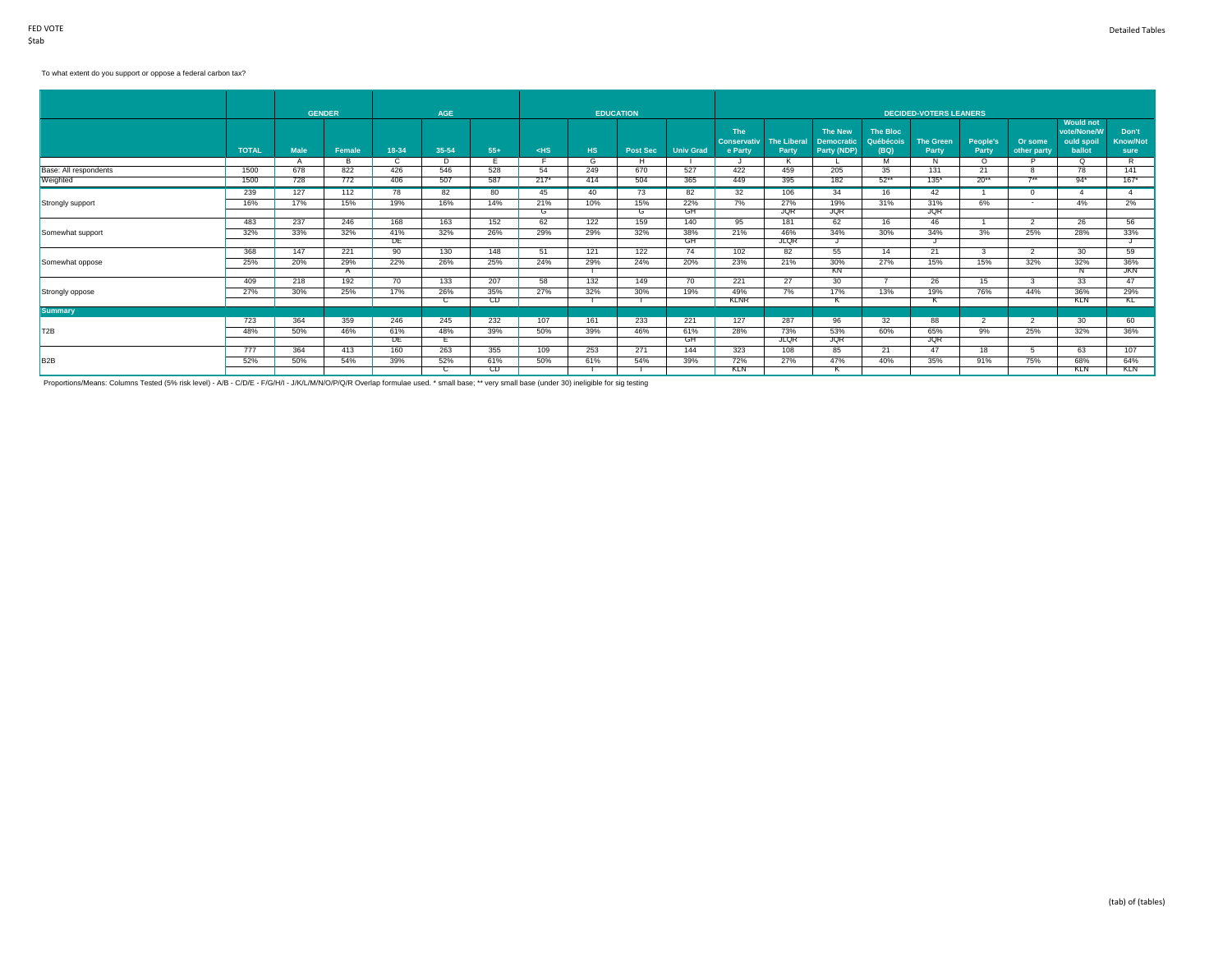To what extent do you support or oppose a federal carbon tax?

| | | GENDER | | AGE | | | EDUCATION | | | | DECIDED-VOTERS LEANERS | | | | | | | | |
|---|---|---|---|---|---|---|---|---|---|---|---|---|---|---|---|---|---|---|---|
| | TOTAL | Male | Female | 18-34 | 35-54 | 55+ | <HS | HS | Post Sec | Univ Grad | The Conservative Party | The Liberal Party | The New Democratic Party (NDP) | The Bloc Québécois (BQ) | The Green Party | People's Party | Or some other party | Would not vote/None/Would spoil ballot | Don't Know/Not sure |
| | | A | B | C | D | E | F | G | H | I | J | K | L | M | N | O | P | Q | R |
| Base: All respondents | 1500 | 678 | 822 | 426 | 546 | 528 | 54 | 249 | 670 | 527 | 422 | 459 | 205 | 35 | 131 | 21 | 8 | 78 | 141 |
| Weighted | 1500 | 728 | 772 | 406 | 507 | 587 | 217* | 414 | 504 | 365 | 449 | 395 | 182 | 52** | 135* | 20** | 7** | 94* | 167* |
| Strongly support | 239 | 127 | 112 | 78 | 82 | 80 | 45 | 40 | 73 | 82 | 32 | 106 | 34 | 16 | 42 | 1 | 0 | 4 | 4 |
| | 16% | 17% | 15% | 19% | 16% | 14% | 21% | 10% | 15% | 22% | 7% | 27% | 19% | 31% | 31% | 6% | - | 4% | 2% |
| | | | | | | | G | | G | GH | | JQR | JQR | | JQR | | | | |
| Somewhat support | 483 | 237 | 246 | 168 | 163 | 152 | 62 | 122 | 159 | 140 | 95 | 181 | 62 | 16 | 46 | 1 | 2 | 26 | 56 |
| | 32% | 33% | 32% | 41% | 32% | 26% | 29% | 29% | 32% | 38% | 21% | 46% | 34% | 30% | 34% | 3% | 25% | 28% | 33% |
| | | | | DE | | | | | | GH | | JLQR | J | | J | | | | J |
| Somewhat oppose | 368 | 147 | 221 | 90 | 130 | 148 | 51 | 121 | 122 | 74 | 102 | 82 | 55 | 14 | 21 | 3 | 2 | 30 | 59 |
| | 25% | 20% | 29% | 22% | 26% | 25% | 24% | 29% | 24% | 20% | 23% | 21% | 30% | 27% | 15% | 15% | 32% | 32% | 36% |
| | | | A | | | | | I | | | | | KN | | | | | N | JKN |
| Strongly oppose | 409 | 218 | 192 | 70 | 133 | 207 | 58 | 132 | 149 | 70 | 221 | 27 | 30 | 7 | 26 | 15 | 3 | 33 | 47 |
| | 27% | 30% | 25% | 17% | 26% | 35% | 27% | 32% | 30% | 19% | 49% | 7% | 17% | 13% | 19% | 76% | 44% | 36% | 29% |
| | | | | | C | CD | | I | I | | KLNR | | K | | K | | | KLN | KL |
| **Summary** | | | | | | | | | | | | | | | | | | | |
| T2B | 723 | 364 | 359 | 246 | 245 | 232 | 107 | 161 | 233 | 221 | 127 | 287 | 96 | 32 | 88 | 2 | 2 | 30 | 60 |
| | 48% | 50% | 46% | 61% | 48% | 39% | 50% | 39% | 46% | 61% | 28% | 73% | 53% | 60% | 65% | 9% | 25% | 32% | 36% |
| | | | | DE | E | | | | | GH | | JLQR | JQR | | JQR | | | | |
| B2B | 777 | 364 | 413 | 160 | 263 | 355 | 109 | 253 | 271 | 144 | 323 | 108 | 85 | 21 | 47 | 18 | 5 | 63 | 107 |
| | 52% | 50% | 54% | 39% | 52% | 61% | 50% | 61% | 54% | 39% | 72% | 27% | 47% | 40% | 35% | 91% | 75% | 68% | 64% |
| | | | | | C | CD | | I | I | | KLN | | K | | | | | KLN | KLN |

Proportions/Means: Columns Tested (5% risk level) - A/B - C/D/E - F/G/H/I - J/K/L/M/N/O/P/Q/R Overlap formulae used. * small base; ** very small base (under 30) ineligible for sig testing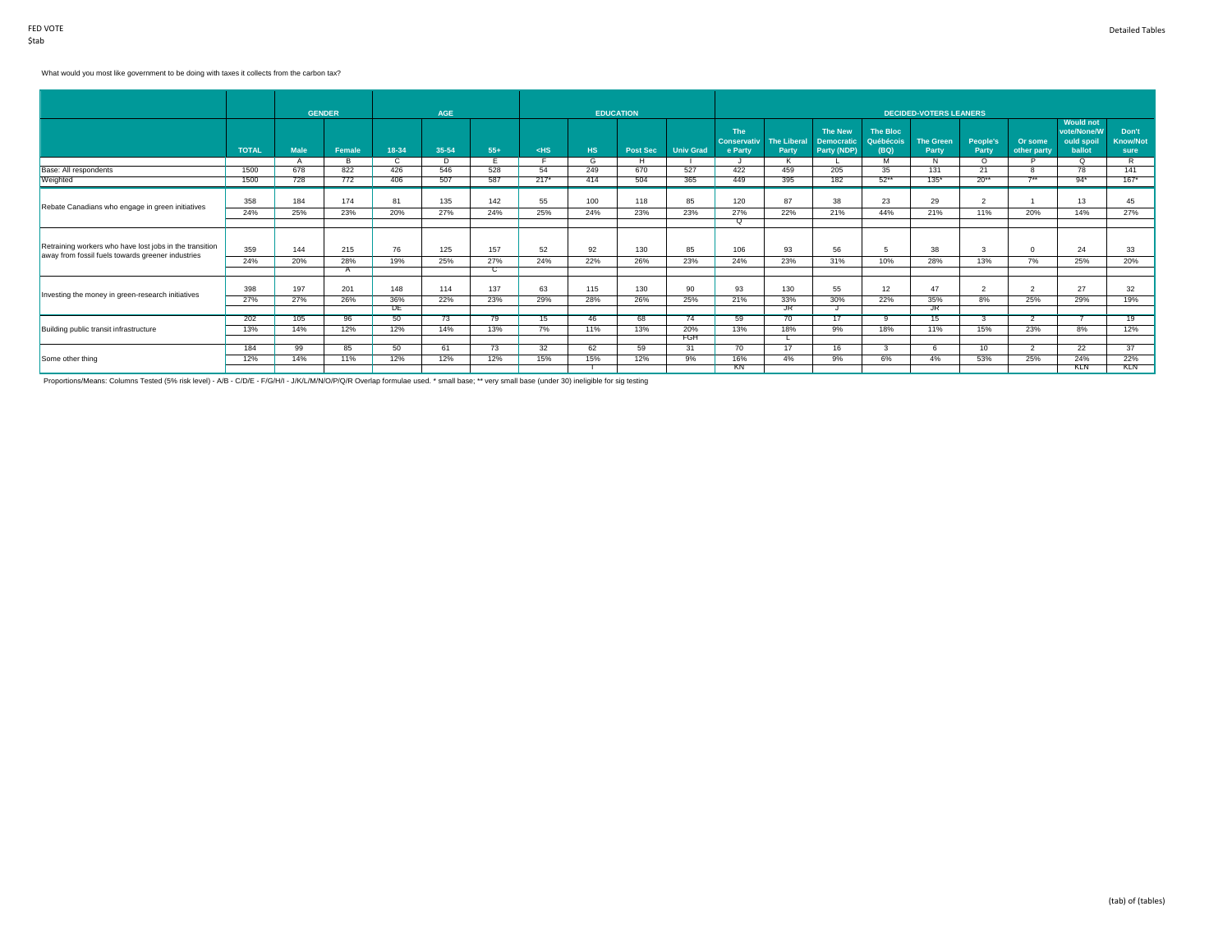FED VOTE
$tab

What would you most like government to be doing with taxes it collects from the carbon tax?

| | | GENDER | | AGE | | | EDUCATION | | | | DECIDED-VOTERS LEANERS | | | | | | | | | |
|---|---|---|---|---|---|---|---|---|---|---|---|---|---|---|---|---|---|---|---|
| | TOTAL | Male | Female | 18-34 | 35-54 | 55+ | <HS | HS | Post Sec | Univ Grad | The Conservative Party | The Liberal Party | The New Democratic Party (NDP) | The Bloc Québécois (BQ) | The Green Party | People's Party | Or some other party | Would not vote/None/Would spoil ballot | Don't Know/Not sure |
| | | A | B | C | D | E | F | G | H | I | J | K | L | M | N | O | P | Q | R |
| Base: All respondents | 1500 | 678 | 822 | 426 | 546 | 528 | 54 | 249 | 670 | 527 | 422 | 459 | 205 | 35 | 131 | 21 | 8 | 78 | 141 |
| Weighted | 1500 | 728 | 772 | 406 | 507 | 587 | 217* | 414 | 504 | 365 | 449 | 395 | 182 | 52** | 135* | 20** | 7** | 94* | 167* |
| Rebate Canadians who engage in green initiatives | 358 | 184 | 174 | 81 | 135 | 142 | 55 | 100 | 118 | 85 | 120 | 87 | 38 | 23 | 29 | 2 | 1 | 13 | 45 |
| | 24% | 25% | 23% | 20% | 27% | 24% | 25% | 24% | 23% | 23% | 27% | 22% | 21% | 44% | 21% | 11% | 20% | 14% | 27% |
| | | | | | | | | | | | Q | | | | | | | | |
| Retraining workers who have lost jobs in the transition away from fossil fuels towards greener industries | 359 | 144 | 215 | 76 | 125 | 157 | 52 | 92 | 130 | 85 | 106 | 93 | 56 | 5 | 38 | 3 | 0 | 24 | 33 |
| | 24% | 20% | 28% | 19% | 25% | 27% | 24% | 22% | 26% | 23% | 24% | 23% | 31% | 10% | 28% | 13% | 7% | 25% | 20% |
| | | | A | | | C | | | | | | | | | | | | | |
| Investing the money in green-research initiatives | 398 | 197 | 201 | 148 | 114 | 137 | 63 | 115 | 130 | 90 | 93 | 130 | 55 | 12 | 47 | 2 | 2 | 27 | 32 |
| | 27% | 27% | 26% | 36% | 22% | 23% | 29% | 28% | 26% | 25% | 21% | 33% | 30% | 22% | 35% | 8% | 25% | 29% | 19% |
| | | | | DE | | | | | | | | JR | J | | JR | | | | |
| Building public transit infrastructure | 202 | 105 | 96 | 50 | 73 | 79 | 15 | 46 | 68 | 74 | 59 | 70 | 17 | 9 | 15 | 3 | 2 | 7 | 19 |
| | 13% | 14% | 12% | 12% | 14% | 13% | 7% | 11% | 13% | 20% | 13% | 18% | 9% | 18% | 11% | 15% | 23% | 8% | 12% |
| | | | | | | | | | | FGH | | L | | | | | | | |
| Some other thing | 184 | 99 | 85 | 50 | 61 | 73 | 32 | 62 | 59 | 31 | 70 | 17 | 16 | 3 | 6 | 10 | 2 | 22 | 37 |
| | 12% | 14% | 11% | 12% | 12% | 12% | 15% | 15% | 12% | 9% | 16% | 4% | 9% | 6% | 4% | 53% | 25% | 24% | 22% |
| | | | | | | | | I | | | KN | | | | | | | KLN | KLN |

Proportions/Means: Columns Tested (5% risk level) - A/B - C/D/E - F/G/H/I - J/K/L/M/N/O/P/Q/R Overlap formulae used. * small base; ** very small base (under 30) ineligible for sig testing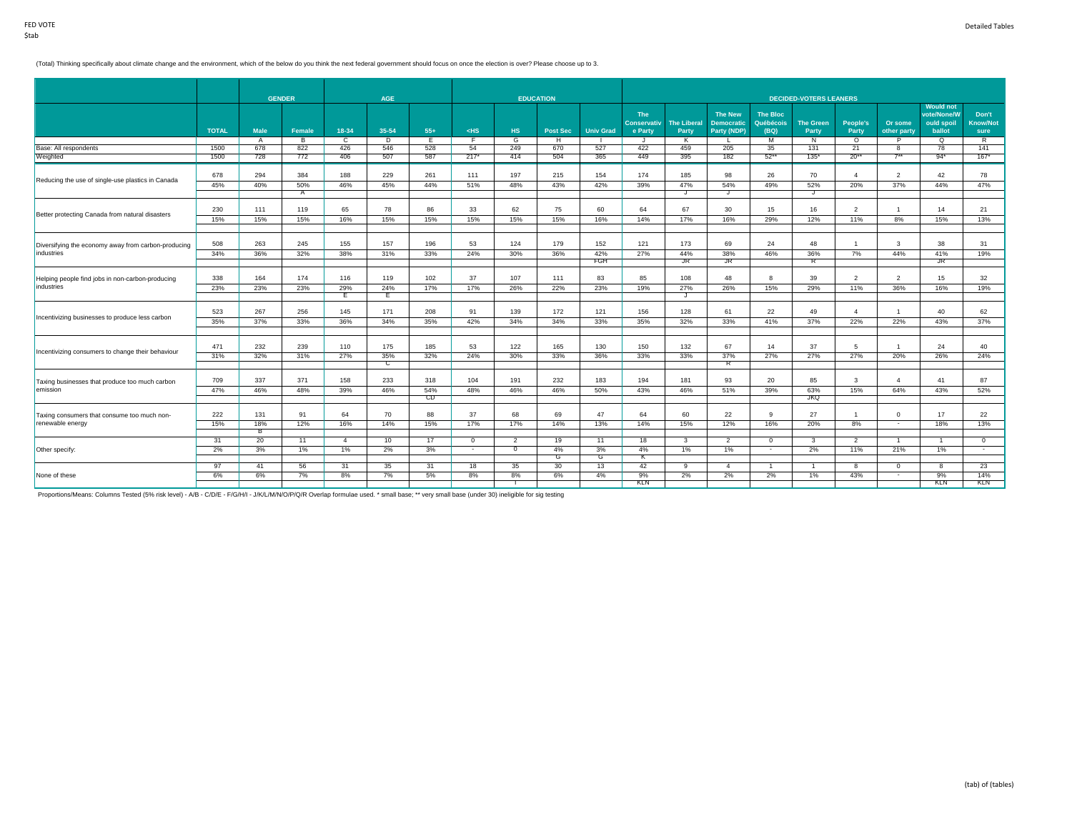(Total) Thinking specifically about climate change and the environment, which of the below do you think the next federal government should focus on once the election is over? Please choose up to 3.

| | TOTAL | GENDER | | AGE | | | EDUCATION | | | | DECIDED-VOTERS LEANERS | | | | | | | | |
|---|---|---|---|---|---|---|---|---|---|---|---|---|---|---|---|---|---|---|---|
| | | Male | Female | 18-34 | 35-54 | 55+ | <HS | HS | Post Sec | Univ Grad | The Conservative Party | The Liberal Party | The New Democratic Party (NDP) | The Bloc Québécois (BQ) | The Green Party | People's Party | Or some other party | Would not vote/None/Would spoil ballot | Don't Know/Not sure |
| | | A | B | C | D | E | F | G | H | I | J | K | L | M | N | O | P | Q | R |
| Base: All respondents | 1500 | 678 | 822 | 426 | 546 | 528 | 54 | 249 | 670 | 527 | 422 | 459 | 205 | 35 | 131 | 21 | 8 | 78 | 141 |
| Weighted | 1500 | 728 | 772 | 406 | 507 | 587 | 217* | 414 | 504 | 365 | 449 | 395 | 182 | 52** | 135* | 20** | 7** | 94* | 167* |
| Reducing the use of single-use plastics in Canada | 678 | 294 | 384 | 188 | 229 | 261 | 111 | 197 | 215 | 154 | 174 | 185 | 98 | 26 | 70 | 4 | 2 | 42 | 78 |
| | 45% | 40% | 50% | 46% | 45% | 44% | 51% | 48% | 43% | 42% | 39% | 47% | 54% | 49% | 52% | 20% | 37% | 44% | 47% |
| | | | A | | | | | | | | | J | J | | J | | | | |
| Better protecting Canada from natural disasters | 230 | 111 | 119 | 65 | 78 | 86 | 33 | 62 | 75 | 60 | 64 | 67 | 30 | 15 | 16 | 2 | 1 | 14 | 21 |
| | 15% | 15% | 15% | 16% | 15% | 15% | 15% | 15% | 15% | 16% | 14% | 17% | 16% | 29% | 12% | 11% | 8% | 15% | 13% |
| | | | | | | | | | | | | | | | | | | | |
| Diversifying the economy away from carbon-producing industries | 508 | 263 | 245 | 155 | 157 | 196 | 53 | 124 | 179 | 152 | 121 | 173 | 69 | 24 | 48 | 1 | 3 | 38 | 31 |
| | 34% | 36% | 32% | 38% | 31% | 33% | 24% | 30% | 36% | 42% | 27% | 44% | 38% | 46% | 36% | 7% | 44% | 41% | 19% |
| | | | | | | | | | | FGH | | JR | JR | | R | | | JR | |
| Helping people find jobs in non-carbon-producing industries | 338 | 164 | 174 | 116 | 119 | 102 | 37 | 107 | 111 | 83 | 85 | 108 | 48 | 8 | 39 | 2 | 2 | 15 | 32 |
| | 23% | 23% | 23% | 29% | 24% | 17% | 17% | 26% | 22% | 23% | 19% | 27% | 26% | 15% | 29% | 11% | 36% | 16% | 19% |
| | | | | E | E | | | | | | | J | | | | | | | |
| Incentivizing businesses to produce less carbon | 523 | 267 | 256 | 145 | 171 | 208 | 91 | 139 | 172 | 121 | 156 | 128 | 61 | 22 | 49 | 4 | 1 | 40 | 62 |
| | 35% | 37% | 33% | 36% | 34% | 35% | 42% | 34% | 34% | 33% | 35% | 32% | 33% | 41% | 37% | 22% | 22% | 43% | 37% |
| | | | | | | | | | | | | | | | | | | | |
| Incentivizing consumers to change their behaviour | 471 | 232 | 239 | 110 | 175 | 185 | 53 | 122 | 165 | 130 | 150 | 132 | 67 | 14 | 37 | 5 | 1 | 24 | 40 |
| | 31% | 32% | 31% | 27% | 35% | 32% | 24% | 30% | 33% | 36% | 33% | 33% | 37% | 27% | 27% | 27% | 20% | 26% | 24% |
| | | | | | C | | | | | | | | R | | | | | | |
| Taxing businesses that produce too much carbon emission | 709 | 337 | 371 | 158 | 233 | 318 | 104 | 191 | 232 | 183 | 194 | 181 | 93 | 20 | 85 | 3 | 4 | 41 | 87 |
| | 47% | 46% | 48% | 39% | 46% | 54% | 48% | 46% | 46% | 50% | 43% | 46% | 51% | 39% | 63% | 15% | 64% | 43% | 52% |
| | | | | | | CD | | | | | | | | | JKQ | | | | |
| Taxing consumers that consume too much non-renewable energy | 222 | 131 | 91 | 64 | 70 | 88 | 37 | 68 | 69 | 47 | 64 | 60 | 22 | 9 | 27 | 1 | 0 | 17 | 22 |
| | 15% | 18% | 12% | 16% | 14% | 15% | 17% | 17% | 14% | 13% | 14% | 15% | 12% | 16% | 20% | 8% | - | 18% | 13% |
| | | B | | | | | | | | | | | | | | | | | |
| Other specify: | 31 | 20 | 11 | 4 | 10 | 17 | 0 | 2 | 19 | 11 | 18 | 3 | 2 | 0 | 3 | 2 | 1 | 1 | 0 |
| | 2% | 3% | 1% | 1% | 2% | 3% | - | 0 | 4% | 3% | 4% | 1% | 1% | - | 2% | 11% | 21% | 1% | - |
| | | | | | | | | | G | G | K | | | | | | | | |
| None of these | 97 | 41 | 56 | 31 | 35 | 31 | 18 | 35 | 30 | 13 | 42 | 9 | 4 | 1 | 1 | 8 | 0 | 8 | 23 |
| | 6% | 6% | 7% | 8% | 7% | 5% | 8% | 8% | 6% | 4% | 9% | 2% | 2% | 2% | 1% | 43% | - | 9% | 14% |
| | | | | | | | | I | | | KLN | | | | | | | KLN | KLN |

Proportions/Means: Columns Tested (5% risk level) - A/B - C/D/E - F/G/H/I - J/K/L/M/N/O/P/Q/R Overlap formulae used. * small base; ** very small base (under 30) ineligible for sig testing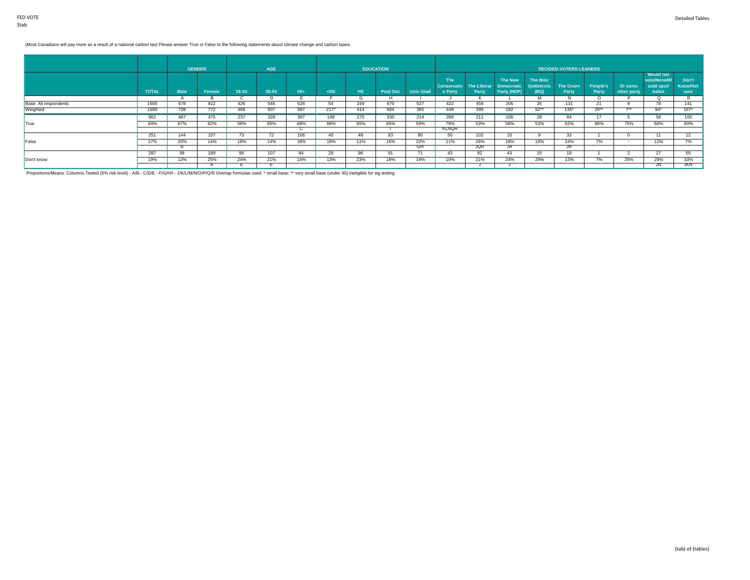(Most Canadians will pay more as a result of a national carbon tax) Please answer True or False to the following statements about climate change and carbon taxes:

| | | GENDER | | AGE | | | EDUCATION | | | | DECIDED-VOTERS LEANERS | | | | | | | | |
|---|---|---|---|---|---|---|---|---|---|---|---|---|---|---|---|---|---|---|---|
| | TOTAL | Male | Female | 18-34 | 35-54 | 55+ | <HS | HS | Post Sec | Univ Grad | The Conservative Party | The Liberal Party | The New Democratic Party (NDP) | The Bloc Québécois (BQ) | The Green Party | People's Party | Or some other party | Would not vote/None/Would spoil ballot | Don't Know/Not sure |
| | | A | B | C | D | E | F | G | H | I | J | K | L | M | N | O | P | Q | R |
| Base: All respondents | 1500 | 678 | 822 | 426 | 546 | 528 | 54 | 249 | 670 | 527 | 422 | 459 | 205 | 35 | 131 | 21 | 8 | 78 | 141 |
| Weighted | 1500 | 728 | 772 | 406 | 507 | 587 | 217* | 414 | 504 | 365 | 449 | 395 | 182 | 52** | 135* | 20** | 7** | 94* | 167* |
| True | 962 | 487 | 475 | 237 | 328 | 397 | 148 | 270 | 330 | 214 | 356 | 211 | 106 | 28 | 84 | 17 | 5 | 56 | 100 |
| | 64% | 67% | 62% | 58% | 65% | 68% | 68% | 65% | 65% | 59% | 79% | 53% | 58% | 53% | 62% | 86% | 75% | 60% | 60% |
| | | | | | | C | | | I | | KLNQR | | | | | | | | |
| False | 251 | 144 | 107 | 73 | 72 | 106 | 40 | 48 | 83 | 80 | 50 | 102 | 33 | 9 | 33 | 1 | 0 | 11 | 12 |
| | 17% | 20% | 14% | 18% | 14% | 18% | 18% | 11% | 16% | 22% | 11% | 26% | 18% | 18% | 24% | 7% | - | 12% | 7% |
| | | B | | | | | | | | GH | | JQR | JR | | JR | | | | |
| Don't know | 287 | 98 | 189 | 96 | 107 | 84 | 29 | 96 | 91 | 71 | 43 | 82 | 43 | 15 | 18 | 1 | 2 | 27 | 55 |
| | 19% | 13% | 25% | 24% | 21% | 14% | 13% | 23% | 18% | 19% | 10% | 21% | 24% | 29% | 13% | 7% | 25% | 29% | 33% |
| | | | A | E | E | | | | | | | J | J | | | | | JN | JKN |

Proportions/Means: Columns Tested (5% risk level) - A/B - C/D/E - F/G/H/I - J/K/L/M/N/O/P/Q/R Overlap formulae used. * small base; ** very small base (under 30) ineligible for sig testing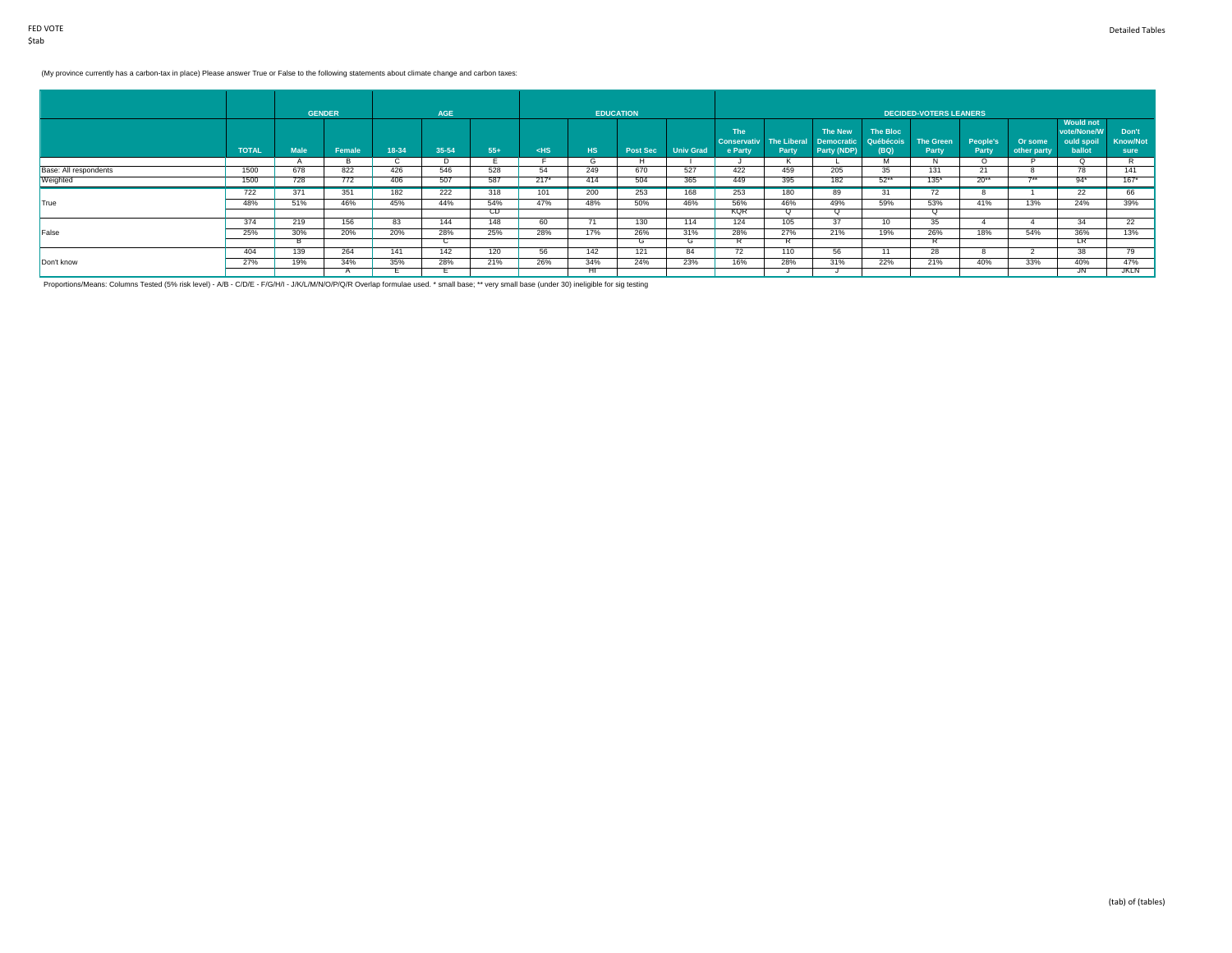(My province currently has a carbon-tax in place) Please answer True or False to the following statements about climate change and carbon taxes:

| | | GENDER | | AGE | | | EDUCATION | | | | DECIDED-VOTERS LEANERS | | | | | | | | | |
|---|---|---|---|---|---|---|---|---|---|---|---|---|---|---|---|---|---|---|---|---|
| | TOTAL | Male | Female | 18-34 | 35-54 | 55+ | <HS | HS | Post Sec | Univ Grad | The Conservative Party | The Liberal Party | The New Democratic Party (NDP) | The Bloc Québécois (BQ) | The Green Party | People's Party | Or some other party | Would not vote/None/Would spoil ballot | Don't Know/Not sure |
| | | A | B | C | D | E | F | G | H | I | J | K | L | M | N | O | P | Q | R |
| Base: All respondents | 1500 | 678 | 822 | 426 | 546 | 528 | 54 | 249 | 670 | 527 | 422 | 459 | 205 | 35 | 131 | 21 | 8 | 78 | 141 |
| Weighted | 1500 | 728 | 772 | 406 | 507 | 587 | 217* | 414 | 504 | 365 | 449 | 395 | 182 | 52** | 135* | 20** | 7** | 94* | 167* |
| True | 722 | 371 | 351 | 182 | 222 | 318 | 101 | 200 | 253 | 168 | 253 | 180 | 89 | 31 | 72 | 8 | 1 | 22 | 66 |
| | 48% | 51% | 46% | 45% | 44% | 54% | 47% | 48% | 50% | 46% | 56% | 46% | 49% | 59% | 53% | 41% | 13% | 24% | 39% |
| | | | | | | CD | | | | | KQR | Q | Q | | Q | | | | |
| False | 374 | 219 | 156 | 83 | 144 | 148 | 60 | 71 | 130 | 114 | 124 | 105 | 37 | 10 | 35 | 4 | 4 | 34 | 22 |
| | 25% | 30% | 20% | 20% | 28% | 25% | 28% | 17% | 26% | 31% | 28% | 27% | 21% | 19% | 26% | 18% | 54% | 36% | 13% |
| | | B | | | C | | | | G | G | R | R | | | R | | | LR | |
| Don't know | 404 | 139 | 264 | 141 | 142 | 120 | 56 | 142 | 121 | 84 | 72 | 110 | 56 | 11 | 28 | 8 | 2 | 38 | 79 |
| | 27% | 19% | 34% | 35% | 28% | 21% | 26% | 34% | 24% | 23% | 16% | 28% | 31% | 22% | 21% | 40% | 33% | 40% | 47% |
| | | | A | E | E | | | HI | | | | J | J | | | | | JN | JKLN |

Proportions/Means: Columns Tested (5% risk level) - A/B - C/D/E - F/G/H/I - J/K/L/M/N/O/P/Q/R Overlap formulae used. * small base; ** very small base (under 30) ineligible for sig testing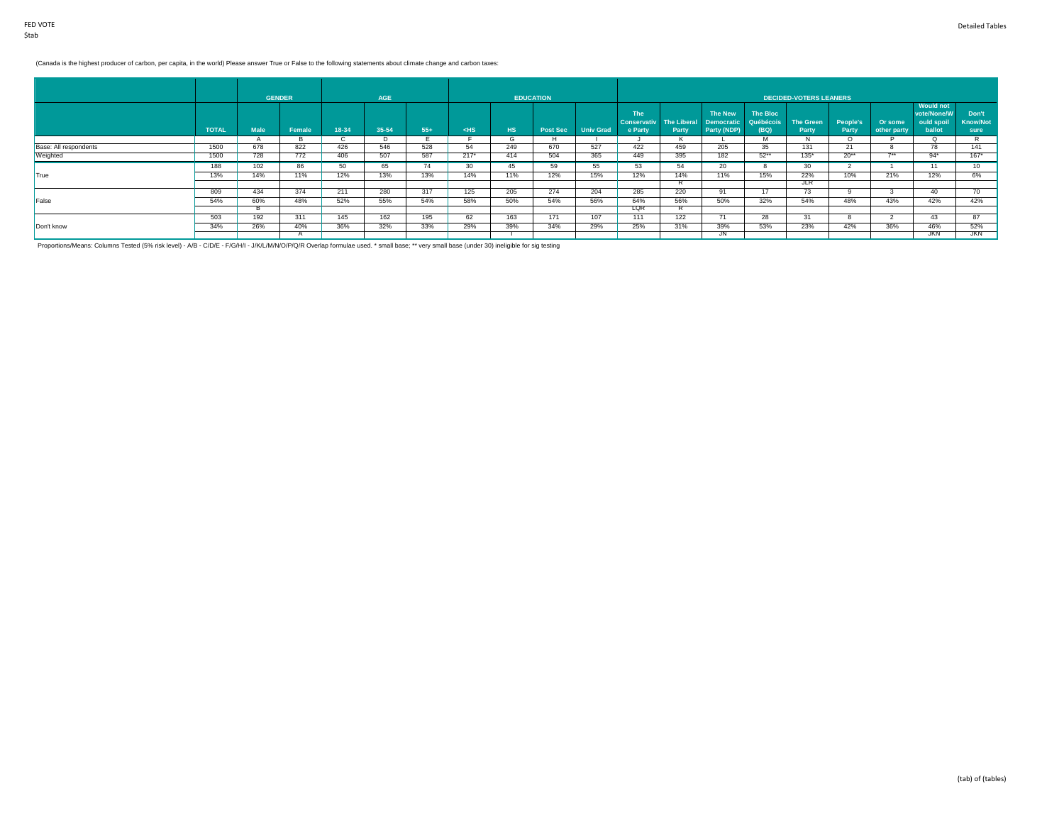(Canada is the highest producer of carbon, per capita, in the world) Please answer True or False to the following statements about climate change and carbon taxes:

| | | GENDER | | AGE | | | EDUCATION | | | | DECIDED-VOTERS LEANERS | | | | | | | | | |
|---|---|---|---|---|---|---|---|---|---|---|---|---|---|---|---|---|---|---|---|---|
| | TOTAL | Male | Female | 18-34 | 35-54 | 55+ | <HS | HS | Post Sec | Univ Grad | The Conservative Party | The Liberal Party | The New Democratic Party (NDP) | The Bloc Québécois (BQ) | The Green Party | People's Party | Or some other party | Would not vote/None/Would spoil ballot | Don't Know/Not sure |
| | | A | B | C | D | E | F | G | H | I | J | K | L | M | N | O | P | Q | R |
| Base: All respondents | 1500 | 678 | 822 | 426 | 546 | 528 | 54 | 249 | 670 | 527 | 422 | 459 | 205 | 35 | 131 | 21 | 8 | 78 | 141 |
| Weighted | 1500 | 728 | 772 | 406 | 507 | 587 | 217* | 414 | 504 | 365 | 449 | 395 | 182 | 52** | 135* | 20** | 7** | 94* | 167* |
| True | 188 | 102 | 86 | 50 | 65 | 74 | 30 | 45 | 59 | 55 | 53 | 54 | 20 | 8 | 30 | 2 | 1 | 11 | 10 |
| | 13% | 14% | 11% | 12% | 13% | 13% | 14% | 11% | 12% | 15% | 12% | 14% | 11% | 15% | 22% | 10% | 21% | 12% | 6% |
| | | | | | | | | | | | | R | | | JLR | | | | |
| False | 809 | 434 | 374 | 211 | 280 | 317 | 125 | 205 | 274 | 204 | 285 | 220 | 91 | 17 | 73 | 9 | 3 | 40 | 70 |
| | 54% | 60% | 48% | 52% | 55% | 54% | 58% | 50% | 54% | 56% | 64% | 56% | 50% | 32% | 54% | 48% | 43% | 42% | 42% |
| | | B | | | | | | | | | LQR | R | | | | | | | |
| Don't know | 503 | 192 | 311 | 145 | 162 | 195 | 62 | 163 | 171 | 107 | 111 | 122 | 71 | 28 | 31 | 8 | 2 | 43 | 87 |
| | 34% | 26% | 40% | 36% | 32% | 33% | 29% | 39% | 34% | 29% | 25% | 31% | 39% | 53% | 23% | 42% | 36% | 46% | 52% |
| | | | A | | | | | I | | | | | JN | | | | | JKN | JKN |

Proportions/Means: Columns Tested (5% risk level) - A/B - C/D/E - F/G/H/I - J/K/L/M/N/O/P/Q/R Overlap formulae used. * small base; ** very small base (under 30) ineligible for sig testing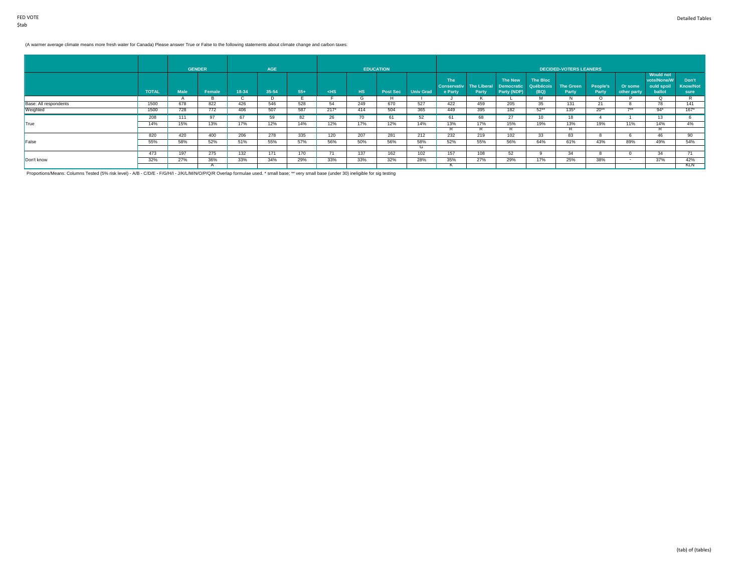(A warmer average climate means more fresh water for Canada) Please answer True or False to the following statements about climate change and carbon taxes:

| | | GENDER | | AGE | | | EDUCATION | | | | DECIDED-VOTERS LEANERS | | | | | | | | |
|---|---|---|---|---|---|---|---|---|---|---|---|---|---|---|---|---|---|---|---|
| | TOTAL | Male | Female | 18-34 | 35-54 | 55+ | <HS | HS | Post Sec | Univ Grad | The Conservative Party | The Liberal Party | The New Democratic Party (NDP) | The Bloc Québécois (BQ) | The Green Party | People's Party | Or some other party | Would not vote/None/Would spoil ballot | Don't Know/Not sure |
| | | A | B | C | D | E | F | G | H | I | J | K | L | M | N | O | P | Q | R |
| Base: All respondents | 1500 | 678 | 822 | 426 | 546 | 528 | 54 | 249 | 670 | 527 | 422 | 459 | 205 | 35 | 131 | 21 | 8 | 78 | 141 |
| Weighted | 1500 | 728 | 772 | 406 | 507 | 587 | 217* | 414 | 504 | 365 | 449 | 395 | 182 | 52** | 135* | 20** | 7** | 94* | 167* |
| True | 208 | 111 | 97 | 67 | 59 | 82 | 26 | 70 | 61 | 52 | 61 | 68 | 27 | 10 | 18 | 4 | 1 | 13 | 6 |
| | 14% | 15% | 13% | 17% | 12% | 14% | 12% | 17% | 12% | 14% | 13% | 17% | 15% | 19% | 13% | 19% | 11% | 14% | 4% |
| | | | | | | | | | | | R | R | R | | R | | | R | |
| False | 820 | 420 | 400 | 206 | 278 | 335 | 120 | 207 | 281 | 212 | 232 | 219 | 102 | 33 | 83 | 8 | 6 | 46 | 90 |
| | 55% | 58% | 52% | 51% | 55% | 57% | 56% | 50% | 56% | 58% | 52% | 55% | 56% | 64% | 61% | 43% | 89% | 49% | 54% |
| | | | | | | | | | | G | | | | | | | | | |
| Don't know | 473 | 197 | 275 | 132 | 171 | 170 | 71 | 137 | 162 | 102 | 157 | 108 | 52 | 9 | 34 | 8 | 0 | 34 | 71 |
| | 32% | 27% | 36% | 33% | 34% | 29% | 33% | 33% | 32% | 28% | 35% | 27% | 29% | 17% | 25% | 38% | - | 37% | 42% |
| | | | A | | | | | | | | K | | | | | | | | KLN |

Proportions/Means: Columns Tested (5% risk level) - A/B - C/D/E - F/G/H/I - J/K/L/M/N/O/P/Q/R Overlap formulae used. * small base; ** very small base (under 30) ineligible for sig testing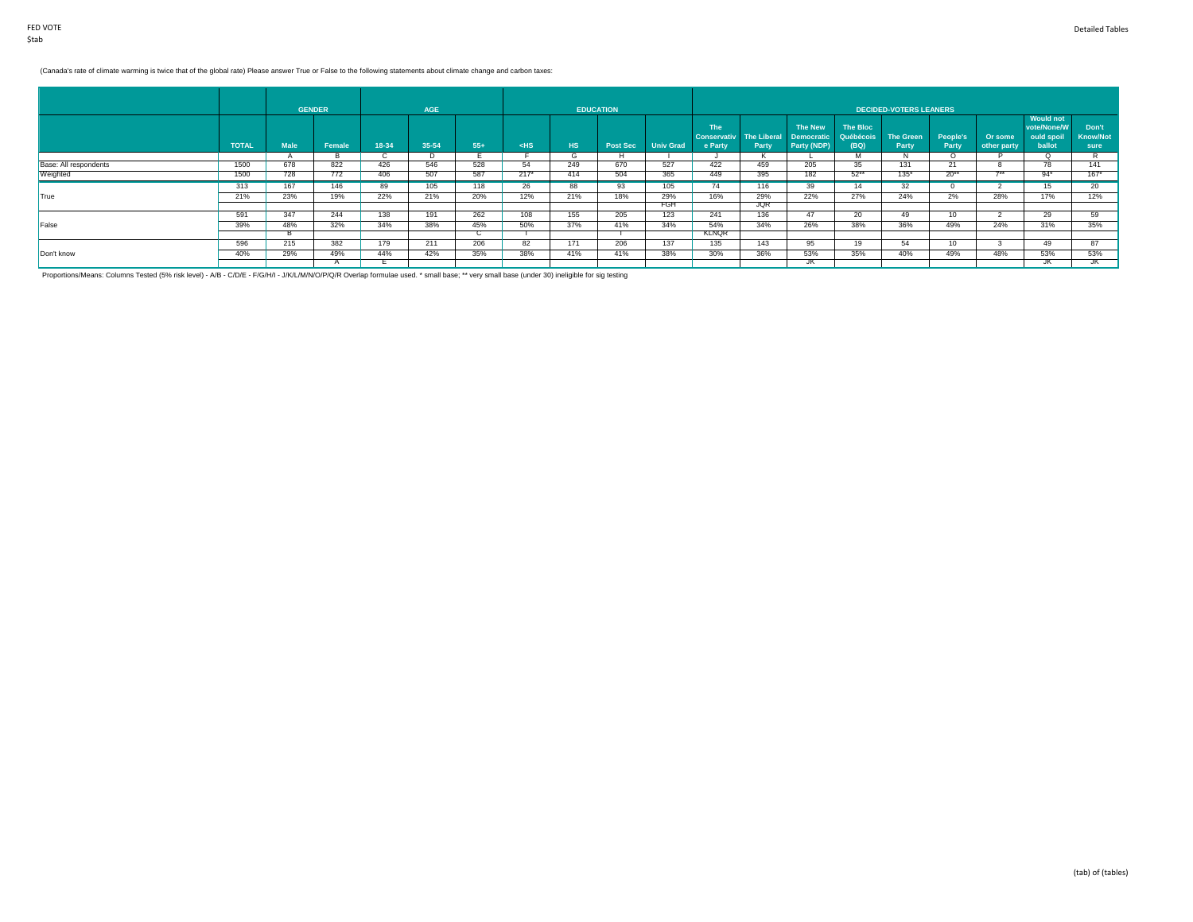(Canada's rate of climate warming is twice that of the global rate) Please answer True or False to the following statements about climate change and carbon taxes:

| | | GENDER | | AGE | | | EDUCATION | | | | DECIDED-VOTERS LEANERS | | | | | | | | | |
|---|---|---|---|---|---|---|---|---|---|---|---|---|---|---|---|---|---|---|---|---|
| | TOTAL | Male | Female | 18-34 | 35-54 | 55+ | <HS | HS | Post Sec | Univ Grad | The Conservative Party | The Liberal Party | The New Democratic Party (NDP) | The Bloc Québécois (BQ) | The Green Party | People's Party | Or some other party | Would not vote/None/Would spoil ballot | Don't Know/Not sure |
| | | A | B | C | D | E | F | G | H | I | J | K | L | M | N | O | P | Q | R |
| Base: All respondents | 1500 | 678 | 822 | 426 | 546 | 528 | 54 | 249 | 670 | 527 | 422 | 459 | 205 | 35 | 131 | 21 | 8 | 78 | 141 |
| Weighted | 1500 | 728 | 772 | 406 | 507 | 587 | 217* | 414 | 504 | 365 | 449 | 395 | 182 | 52** | 135* | 20** | 7** | 94* | 167* |
| True | 313 | 167 | 146 | 89 | 105 | 118 | 26 | 88 | 93 | 105 | 74 | 116 | 39 | 14 | 32 | 0 | 2 | 15 | 20 |
| | 21% | 23% | 19% | 22% | 21% | 20% | 12% | 21% | 18% | 29% | 16% | 29% | 22% | 27% | 24% | 2% | 28% | 17% | 12% |
| | | | | | | | | | | FGH | | JQR | | | | | | | |
| False | 591 | 347 | 244 | 138 | 191 | 262 | 108 | 155 | 205 | 123 | 241 | 136 | 47 | 20 | 49 | 10 | 2 | 29 | 59 |
| | 39% | 48% | 32% | 34% | 38% | 45% | 50% | 37% | 41% | 34% | 54% | 34% | 26% | 38% | 36% | 49% | 24% | 31% | 35% |
| | | B | | | | C | I | | I | | KLNQR | | | | | | | | |
| Don't know | 596 | 215 | 382 | 179 | 211 | 206 | 82 | 171 | 206 | 137 | 135 | 143 | 95 | 19 | 54 | 10 | 3 | 49 | 87 |
| | 40% | 29% | 49% | 44% | 42% | 35% | 38% | 41% | 41% | 38% | 30% | 36% | 53% | 35% | 40% | 49% | 48% | 53% | 53% |
| | | | A | E | | | | | | | | | JK | | | | | JK | JK |

Proportions/Means: Columns Tested (5% risk level) - A/B - C/D/E - F/G/H/I - J/K/L/M/N/O/P/Q/R Overlap formulae used. * small base; ** very small base (under 30) ineligible for sig testing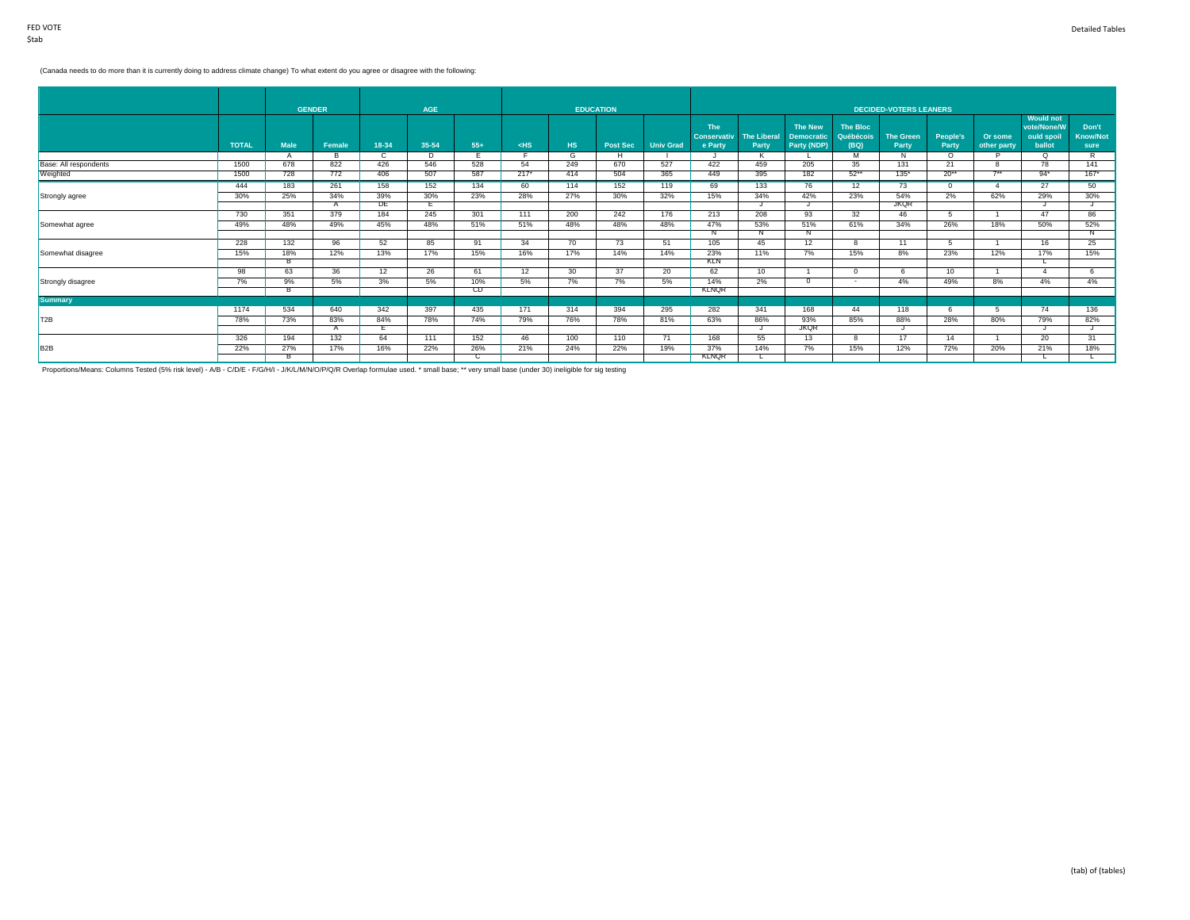(Canada needs to do more than it is currently doing to address climate change) To what extent do you agree or disagree with the following:

| | | GENDER | | AGE | | | EDUCATION | | | | DECIDED-VOTERS LEANERS | | | | | | | | |
|---|---|---|---|---|---|---|---|---|---|---|---|---|---|---|---|---|---|---|---|
| | TOTAL | Male | Female | 18-34 | 35-54 | 55+ | <HS | HS | Post Sec | Univ Grad | The Conservative Party | The Liberal Party | The New Democratic Party (NDP) | The Bloc Québécois (BQ) | The Green Party | People's Party | Or some other party | Would not vote/None/Would spoil ballot | Don't Know/Not sure |
| | | A | B | C | D | E | F | G | H | I | J | K | L | M | N | O | P | Q | R |
| Base: All respondents | 1500 | 678 | 822 | 426 | 546 | 528 | 54 | 249 | 670 | 527 | 422 | 459 | 205 | 35 | 131 | 21 | 8 | 78 | 141 |
| Weighted | 1500 | 728 | 772 | 406 | 507 | 587 | 217* | 414 | 504 | 365 | 449 | 395 | 182 | 52** | 135* | 20** | 7** | 94* | 167* |
| Strongly agree | 444 | 183 | 261 | 158 | 152 | 134 | 60 | 114 | 152 | 119 | 69 | 133 | 76 | 12 | 73 | 0 | 4 | 27 | 50 |
| | 30% | 25% | 34% | 39% | 30% | 23% | 28% | 27% | 30% | 32% | 15% | 34% | 42% | 23% | 54% | 2% | 62% | 29% | 30% |
| | | | A | DE | E | | | | | | | J | J | | JKQR | | | J | J |
| Somewhat agree | 730 | 351 | 379 | 184 | 245 | 301 | 111 | 200 | 242 | 176 | 213 | 208 | 93 | 32 | 46 | 5 | 1 | 47 | 86 |
| | 49% | 48% | 49% | 45% | 48% | 51% | 51% | 48% | 48% | 48% | 47% | 53% | 51% | 61% | 34% | 26% | 18% | 50% | 52% |
| | | | | | | | | | | | N | N | N | | | | | | N |
| Somewhat disagree | 228 | 132 | 96 | 52 | 85 | 91 | 34 | 70 | 73 | 51 | 105 | 45 | 12 | 8 | 11 | 5 | 1 | 16 | 25 |
| | 15% | 18% | 12% | 13% | 17% | 15% | 16% | 17% | 14% | 14% | 23% | 11% | 7% | 15% | 8% | 23% | 12% | 17% | 15% |
| | | B | | | | | | | | | KLN | | | | | | | L | |
| Strongly disagree | 98 | 63 | 36 | 12 | 26 | 61 | 12 | 30 | 37 | 20 | 62 | 10 | 1 | 0 | 6 | 10 | 1 | 4 | 6 |
| | 7% | 9% | 5% | 3% | 5% | 10% | 5% | 7% | 7% | 5% | 14% | 2% | 0 | - | 4% | 49% | 8% | 4% | 4% |
| | | B | | | | CD | | | | | KLNQR | | | | | | | | |
| **Summary** | | | | | | | | | | | | | | | | | | | |
| T2B | 1174 | 534 | 640 | 342 | 397 | 435 | 171 | 314 | 394 | 295 | 282 | 341 | 168 | 44 | 118 | 6 | 5 | 74 | 136 |
| | 78% | 73% | 83% | 84% | 78% | 74% | 79% | 76% | 78% | 81% | 63% | 86% | 93% | 85% | 88% | 28% | 80% | 79% | 82% |
| | | | A | E | | | | | | | | J | JKQR | | J | | | J | J |
| B2B | 326 | 194 | 132 | 64 | 111 | 152 | 46 | 100 | 110 | 71 | 168 | 55 | 13 | 8 | 17 | 14 | 1 | 20 | 31 |
| | 22% | 27% | 17% | 16% | 22% | 26% | 21% | 24% | 22% | 19% | 37% | 14% | 7% | 15% | 12% | 72% | 20% | 21% | 18% |
| | | B | | | | C | | | | | KLNQR | L | | | | | | L | L |

Proportions/Means: Columns Tested (5% risk level) - A/B - C/D/E - F/G/H/I - J/K/L/M/N/O/P/Q/R Overlap formulae used. * small base; ** very small base (under 30) ineligible for sig testing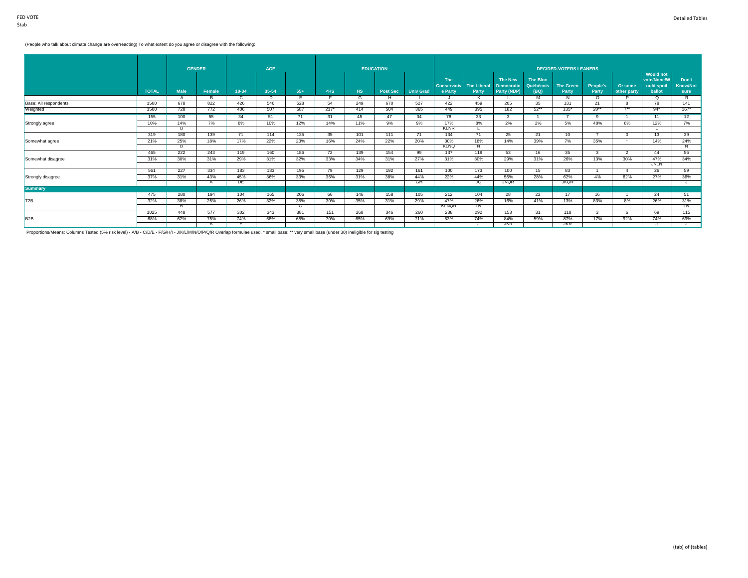(People who talk about climate change are overreacting) To what extent do you agree or disagree with the following:

| | | GENDER | | AGE | | | EDUCATION | | | | DECIDED-VOTERS LEANERS | | | | | | | | |
|---|---|---|---|---|---|---|---|---|---|---|---|---|---|---|---|---|---|---|---|
| | TOTAL | Male | Female | 18-34 | 35-54 | 55+ | <HS | HS | Post Sec | Univ Grad | The Conservative Party | The Liberal Party | The New Democratic Party (NDP) | The Bloc Québécois (BQ) | The Green Party | People's Party | Or some other party | Would not vote/None/Would spoil ballot | Don't Know/Not sure |
| | | A | B | C | D | E | F | G | H | I | J | K | L | M | N | O | P | Q | R |
| Base: All respondents | 1500 | 678 | 822 | 426 | 546 | 528 | 54 | 249 | 670 | 527 | 422 | 459 | 205 | 35 | 131 | 21 | 8 | 78 | 141 |
| Weighted | 1500 | 728 | 772 | 406 | 507 | 587 | 217* | 414 | 504 | 365 | 449 | 395 | 182 | 52** | 135* | 20** | 7** | 94* | 167* |
| Strongly agree | 155 | 100 | 55 | 34 | 51 | 71 | 31 | 45 | 47 | 34 | 78 | 33 | 3 | 1 | 7 | 9 | 1 | 11 | 12 |
| | 10% | 14% | 7% | 8% | 10% | 12% | 14% | 11% | 9% | 9% | 17% | 8% | 2% | 2% | 5% | 48% | 8% | 12% | 7% |
| | | B | | | | | | | | | KLNR | L | | | | | | L | |
| Somewhat agree | 319 | 180 | 139 | 71 | 114 | 135 | 35 | 101 | 111 | 71 | 134 | 71 | 25 | 21 | 10 | 7 | 0 | 13 | 39 |
| | 21% | 25% | 18% | 17% | 22% | 23% | 16% | 24% | 22% | 20% | 30% | 18% | 14% | 39% | 7% | 35% | - | 14% | 24% |
| | | B | | | | | | | | | KLNQ | N | | | | | | | N |
| Somewhat disagree | 465 | 222 | 243 | 119 | 160 | 186 | 72 | 139 | 154 | 99 | 137 | 119 | 53 | 16 | 35 | 3 | 2 | 44 | 56 |
| | 31% | 30% | 31% | 29% | 31% | 32% | 33% | 34% | 31% | 27% | 31% | 30% | 29% | 31% | 26% | 13% | 30% | 47% | 34% |
| | | | | | | | | | | | | | | | | | | JKLN | |
| Strongly disagree | 561 | 227 | 334 | 183 | 183 | 195 | 79 | 129 | 192 | 161 | 100 | 173 | 100 | 15 | 83 | 1 | 4 | 26 | 59 |
| | 37% | 31% | 43% | 45% | 36% | 33% | 36% | 31% | 38% | 44% | 22% | 44% | 55% | 28% | 62% | 4% | 62% | 27% | 36% |
| | | | A | DE | | | | | | GH | | JQ | JKQR | | JKQR | | | | J |
| **Summary** | | | | | | | | | | | | | | | | | | | |
| T2B | 475 | 280 | 194 | 104 | 165 | 206 | 66 | 146 | 158 | 105 | 212 | 104 | 28 | 22 | 17 | 16 | 1 | 24 | 51 |
| | 32% | 38% | 25% | 26% | 32% | 35% | 30% | 35% | 31% | 29% | 47% | 26% | 16% | 41% | 13% | 83% | 8% | 26% | 31% |
| | | B | | | | C | | | | | KLNQR | LN | | | | | | | LN |
| B2B | 1025 | 448 | 577 | 302 | 343 | 381 | 151 | 268 | 346 | 260 | 238 | 292 | 153 | 31 | 118 | 3 | 6 | 69 | 115 |
| | 68% | 62% | 75% | 74% | 68% | 65% | 70% | 65% | 69% | 71% | 53% | 74% | 84% | 59% | 87% | 17% | 92% | 74% | 69% |
| | | | A | E | | | | | | | | J | JKR | | JKR | | | J | J |

Proportions/Means: Columns Tested (5% risk level) - A/B - C/D/E - F/G/H/I - J/K/L/M/N/O/P/Q/R Overlap formulae used. * small base; ** very small base (under 30) ineligible for sig testing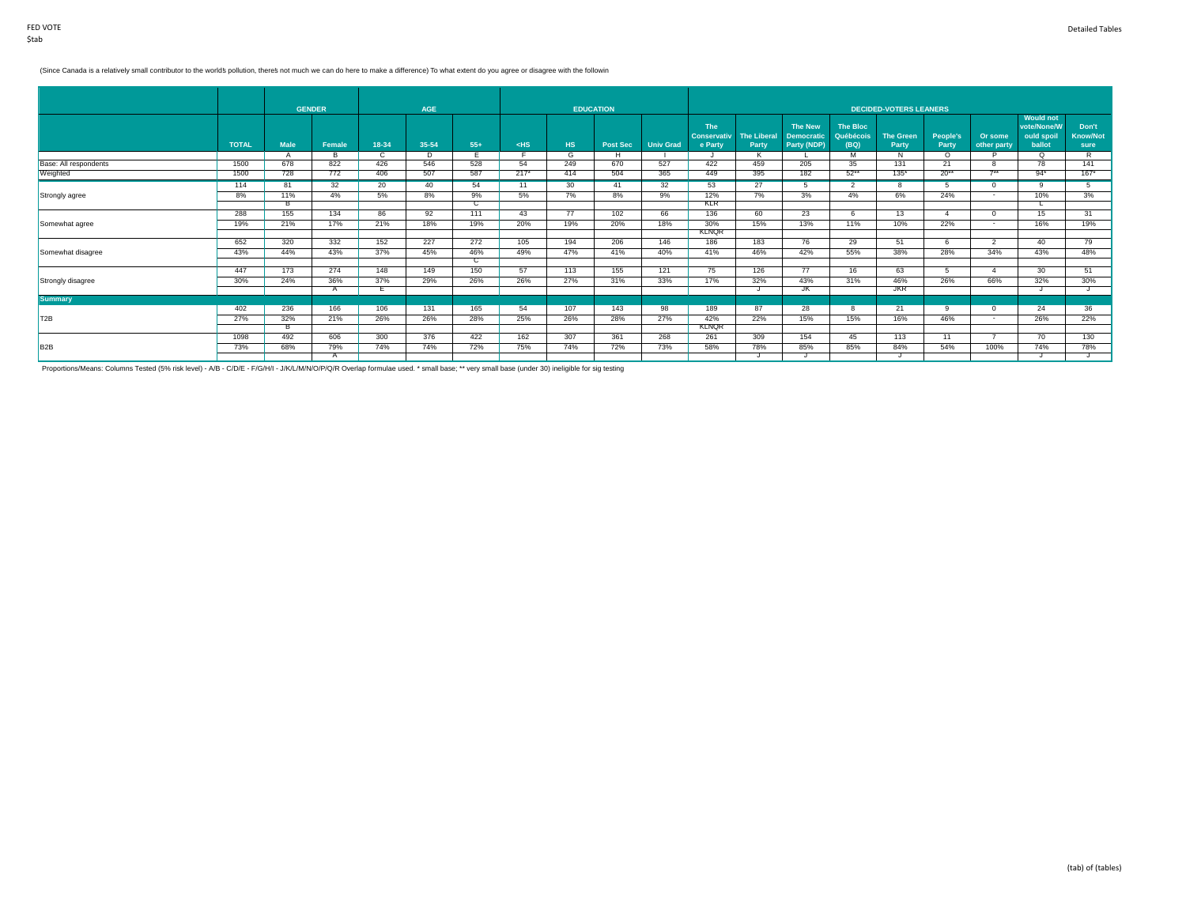FED VOTE
$tab

(Since Canada is a relatively small contributor to the world's pollution, there's not much we can do here to make a difference) To what extent do you agree or disagree with the followin

| | | GENDER | | AGE | | | EDUCATION | | | | DECIDED-VOTERS LEANERS | | | | | | | | | |
|---|---|---|---|---|---|---|---|---|---|---|---|---|---|---|---|---|---|---|---|---|
| | TOTAL | Male | Female | 18-34 | 35-54 | 55+ | <HS | HS | Post Sec | Univ Grad | The Conservative Party | The Liberal Party | The New Democratic Party (NDP) | The Bloc Québécois (BQ) | The Green Party | People's Party | Or some other party | Would not vote/None/Would spoil ballot | Don't Know/Not sure |
| | | A | B | C | D | E | F | G | H | I | J | K | L | M | N | O | P | Q | R |
| Base: All respondents | 1500 | 678 | 822 | 426 | 546 | 528 | 54 | 249 | 670 | 527 | 422 | 459 | 205 | 35 | 131 | 21 | 8 | 78 | 141 |
| Weighted | 1500 | 728 | 772 | 406 | 507 | 587 | 217* | 414 | 504 | 365 | 449 | 395 | 182 | 52** | 135* | 20** | 7** | 94* | 167* |
| Strongly agree | 114 | 81 | 32 | 20 | 40 | 54 | 11 | 30 | 41 | 32 | 53 | 27 | 5 | 2 | 8 | 5 | 0 | 9 | 5 |
| | 8% | 11% | 4% | 5% | 8% | 9% | 5% | 7% | 8% | 9% | 12% | 7% | 3% | 4% | 6% | 24% | - | 10% | 3% |
| | | B | | | | C | | | | | KLR | | | | | | | L | |
| Somewhat agree | 288 | 155 | 134 | 86 | 92 | 111 | 43 | 77 | 102 | 66 | 136 | 60 | 23 | 6 | 13 | 4 | 0 | 15 | 31 |
| | 19% | 21% | 17% | 21% | 18% | 19% | 20% | 19% | 20% | 18% | 30% | 15% | 13% | 11% | 10% | 22% | - | 16% | 19% |
| | | | | | | | | | | | KLNQR | | | | | | | | |
| Somewhat disagree | 652 | 320 | 332 | 152 | 227 | 272 | 105 | 194 | 206 | 146 | 186 | 183 | 76 | 29 | 51 | 6 | 2 | 40 | 79 |
| | 43% | 44% | 43% | 37% | 45% | 46% | 49% | 47% | 41% | 40% | 41% | 46% | 42% | 55% | 38% | 28% | 34% | 43% | 48% |
| | | | | | | C | | | | | | | | | | | | | |
| Strongly disagree | 447 | 173 | 274 | 148 | 149 | 150 | 57 | 113 | 155 | 121 | 75 | 126 | 77 | 16 | 63 | 5 | 4 | 30 | 51 |
| | 30% | 24% | 36% | 37% | 29% | 26% | 26% | 27% | 31% | 33% | 17% | 32% | 43% | 31% | 46% | 26% | 66% | 32% | 30% |
| | | | A | E | | | | | | | | J | JK | | JKR | | | J | J |
| **Summary** | | | | | | | | | | | | | | | | | | | |
| T2B | 402 | 236 | 166 | 106 | 131 | 165 | 54 | 107 | 143 | 98 | 189 | 87 | 28 | 8 | 21 | 9 | 0 | 24 | 36 |
| | 27% | 32% | 21% | 26% | 26% | 28% | 25% | 26% | 28% | 27% | 42% | 22% | 15% | 15% | 16% | 46% | - | 26% | 22% |
| | | B | | | | | | | | | KLNQR | | | | | | | | |
| B2B | 1098 | 492 | 606 | 300 | 376 | 422 | 162 | 307 | 361 | 268 | 261 | 309 | 154 | 45 | 113 | 11 | 7 | 70 | 130 |
| | 73% | 68% | 79% | 74% | 74% | 72% | 75% | 74% | 72% | 73% | 58% | 78% | 85% | 85% | 84% | 54% | 100% | 74% | 78% |
| | | | A | | | | | | | | | J | J | | J | | | J | J |

Proportions/Means: Columns Tested (5% risk level) - A/B - C/D/E - F/G/H/I - J/K/L/M/N/O/P/Q/R Overlap formulae used. * small base; ** very small base (under 30) ineligible for sig testing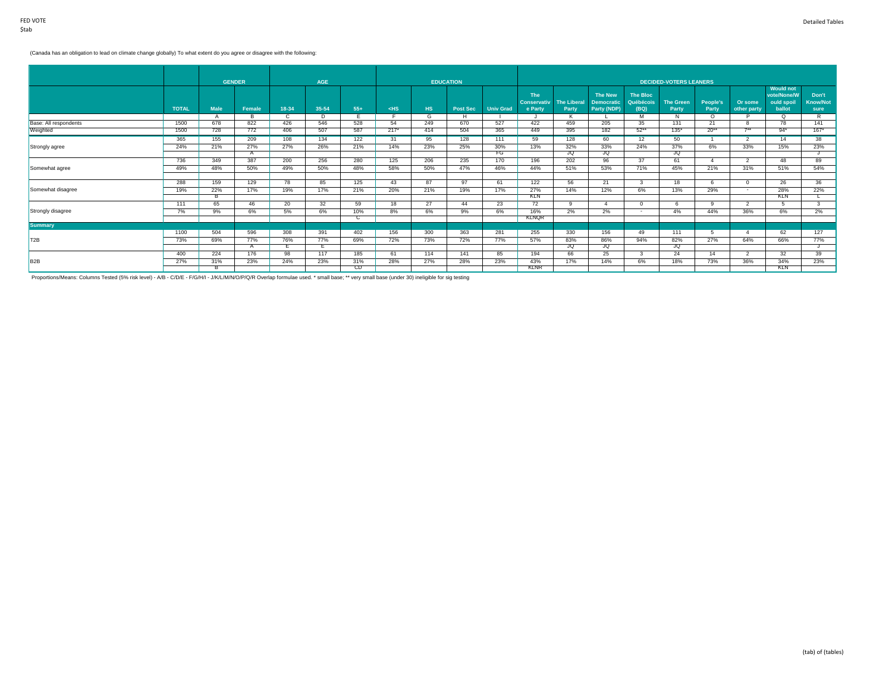(Canada has an obligation to lead on climate change globally) To what extent do you agree or disagree with the following:

| | | GENDER | | AGE | | | EDUCATION | | | | DECIDED-VOTERS LEANERS | | | | | | | | | |
|---|---|---|---|---|---|---|---|---|---|---|---|---|---|---|---|---|---|---|---|---|
| | TOTAL | Male | Female | 18-34 | 35-54 | 55+ | <HS | HS | Post Sec | Univ Grad | The Conservative Party | The Liberal Party | The New Democratic Party (NDP) | The Bloc Québécois (BQ) | The Green Party | People's Party | Or some other party | Would not vote/None/Would spoil ballot | Don't Know/Not sure |
| | | A | B | C | D | E | F | G | H | I | J | K | L | M | N | O | P | Q | R |
| Base: All respondents | 1500 | 678 | 822 | 426 | 546 | 528 | 54 | 249 | 670 | 527 | 422 | 459 | 205 | 35 | 131 | 21 | 8 | 78 | 141 |
| Weighted | 1500 | 728 | 772 | 406 | 507 | 587 | 217* | 414 | 504 | 365 | 449 | 395 | 182 | 52** | 135* | 20** | 7** | 94* | 167* |
| Strongly agree | 365 | 155 | 209 | 108 | 134 | 122 | 31 | 95 | 128 | 111 | 59 | 128 | 60 | 12 | 50 | 1 | 2 | 14 | 38 |
| | 24% | 21% | 27% | 27% | 26% | 21% | 14% | 23% | 25% | 30% | 13% | 32% | 33% | 24% | 37% | 6% | 33% | 15% | 23% |
| | | | A | | | | | | | FG | | JQ | JQ | | JQ | | | | |
| Somewhat agree | 736 | 349 | 387 | 200 | 256 | 280 | 125 | 206 | 235 | 170 | 196 | 202 | 96 | 37 | 61 | 4 | 2 | 48 | 89 |
| | 49% | 48% | 50% | 49% | 50% | 48% | 58% | 50% | 47% | 46% | 44% | 51% | 53% | 71% | 45% | 21% | 31% | 51% | 54% |
| Somewhat disagree | 288 | 159 | 129 | 78 | 85 | 125 | 43 | 87 | 97 | 61 | 122 | 56 | 21 | 3 | 18 | 6 | 0 | 26 | 36 |
| | 19% | 22% | 17% | 19% | 17% | 21% | 20% | 21% | 19% | 17% | 27% | 14% | 12% | 6% | 13% | 29% | - | 28% | 22% |
| | | B | | | | | | | | | KLN | | | | | | | KLN | L |
| Strongly disagree | 111 | 65 | 46 | 20 | 32 | 59 | 18 | 27 | 44 | 23 | 72 | 9 | 4 | 0 | 6 | 9 | 2 | 5 | 3 |
| | 7% | 9% | 6% | 5% | 6% | 10% | 8% | 6% | 9% | 6% | 16% | 2% | 2% | - | 4% | 44% | 36% | 6% | 2% |
| | | | | | | C | | | | | KLNQR | | | | | | | | |
| **Summary** | | | | | | | | | | | | | | | | | | | |
| T2B | 1100 | 504 | 596 | 308 | 391 | 402 | 156 | 300 | 363 | 281 | 255 | 330 | 156 | 49 | 111 | 5 | 4 | 62 | 127 |
| | 73% | 69% | 77% | 76% | 77% | 69% | 72% | 73% | 72% | 77% | 57% | 83% | 86% | 94% | 82% | 27% | 64% | 66% | 77% |
| | | | A | E | E | | | | | | | JQ | JQ | | JQ | | | | J |
| B2B | 400 | 224 | 176 | 98 | 117 | 185 | 61 | 114 | 141 | 85 | 194 | 66 | 25 | 3 | 24 | 14 | 2 | 32 | 39 |
| | 27% | 31% | 23% | 24% | 23% | 31% | 28% | 27% | 28% | 23% | 43% | 17% | 14% | 6% | 18% | 73% | 36% | 34% | 23% |
| | | B | | | | CD | | | | | KLNR | | | | | | | KLN | |

Proportions/Means: Columns Tested (5% risk level) - A/B - C/D/E - F/G/H/I - J/K/L/M/N/O/P/Q/R Overlap formulae used. * small base; ** very small base (under 30) ineligible for sig testing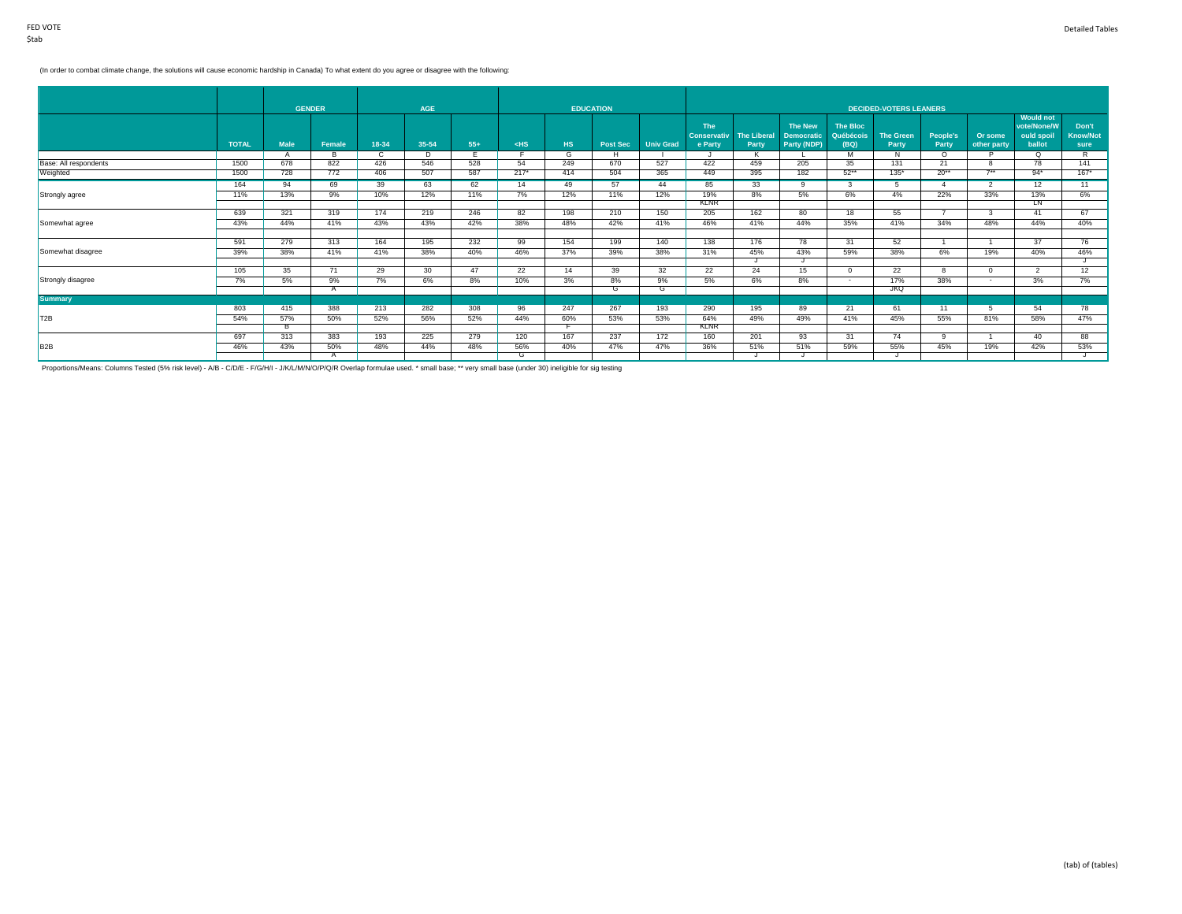FED VOTE
$tab

Detailed Tables

(In order to combat climate change, the solutions will cause economic hardship in Canada) To what extent do you agree or disagree with the following:

| | | GENDER | | AGE | | | EDUCATION | | | | DECIDED-VOTERS LEANERS | | | | | | | | |
|---|---|---|---|---|---|---|---|---|---|---|---|---|---|---|---|---|---|---|---|
| | TOTAL | Male | Female | 18-34 | 35-54 | 55+ | <HS | HS | Post Sec | Univ Grad | The Conservative Party | The Liberal Party | The New Democratic Party (NDP) | The Bloc Québécois (BQ) | The Green Party | People's Party | Or some other party | Would not vote/None/Would spoil ballot | Don't Know/Not sure |
| | | A | B | C | D | E | F | G | H | I | J | K | L | M | N | O | P | Q | R |
| Base: All respondents | 1500 | 678 | 822 | 426 | 546 | 528 | 54 | 249 | 670 | 527 | 422 | 459 | 205 | 35 | 131 | 21 | 8 | 78 | 141 |
| Weighted | 1500 | 728 | 772 | 406 | 507 | 587 | 217* | 414 | 504 | 365 | 449 | 395 | 182 | 52** | 135* | 20** | 7** | 94* | 167* |
| Strongly agree | 164 | 94 | 69 | 39 | 63 | 62 | 14 | 49 | 57 | 44 | 85 | 33 | 9 | 3 | 5 | 4 | 2 | 12 | 11 |
| | 11% | 13% | 9% | 10% | 12% | 11% | 7% | 12% | 11% | 12% | 19% | 8% | 5% | 6% | 4% | 22% | 33% | 13% | 6% |
| | | | | | | | | | | | KLNR | | | | | | | LN | |
| Somewhat agree | 639 | 321 | 319 | 174 | 219 | 246 | 82 | 198 | 210 | 150 | 205 | 162 | 80 | 18 | 55 | 7 | 3 | 41 | 67 |
| | 43% | 44% | 41% | 43% | 43% | 42% | 38% | 48% | 42% | 41% | 46% | 41% | 44% | 35% | 41% | 34% | 48% | 44% | 40% |
| | | | | | | | | | | | | | | | | | | | |
| Somewhat disagree | 591 | 279 | 313 | 164 | 195 | 232 | 99 | 154 | 199 | 140 | 138 | 176 | 78 | 31 | 52 | 1 | 1 | 37 | 76 |
| | 39% | 38% | 41% | 41% | 38% | 40% | 46% | 37% | 39% | 38% | 31% | 45% | 43% | 59% | 38% | 6% | 19% | 40% | 46% |
| | | | | | | | | | | | | J | J | | | | | | J |
| Strongly disagree | 105 | 35 | 71 | 29 | 30 | 47 | 22 | 14 | 39 | 32 | 22 | 24 | 15 | 0 | 22 | 8 | 0 | 2 | 12 |
| | 7% | 5% | 9% | 7% | 6% | 8% | 10% | 3% | 8% | 9% | 5% | 6% | 8% | - | 17% | 38% | - | 3% | 7% |
| | | | A | | | | | | G | G | | | | | JKQ | | | | |
| **Summary** | | | | | | | | | | | | | | | | | | | |
| T2B | 803 | 415 | 388 | 213 | 282 | 308 | 96 | 247 | 267 | 193 | 290 | 195 | 89 | 21 | 61 | 11 | 5 | 54 | 78 |
| | 54% | 57% | 50% | 52% | 56% | 52% | 44% | 60% | 53% | 53% | 64% | 49% | 49% | 41% | 45% | 55% | 81% | 58% | 47% |
| | | B | | | | | | F | | | KLNR | | | | | | | | |
| B2B | 697 | 313 | 383 | 193 | 225 | 279 | 120 | 167 | 237 | 172 | 160 | 201 | 93 | 31 | 74 | 9 | 1 | 40 | 88 |
| | 46% | 43% | 50% | 48% | 44% | 48% | 56% | 40% | 47% | 47% | 36% | 51% | 51% | 59% | 55% | 45% | 19% | 42% | 53% |
| | | | A | | | | G | | | | | J | J | | J | | | | J |

Proportions/Means: Columns Tested (5% risk level) - A/B - C/D/E - F/G/H/I - J/K/L/M/N/O/P/Q/R Overlap formulae used. * small base; ** very small base (under 30) ineligible for sig testing

(tab) of (tables)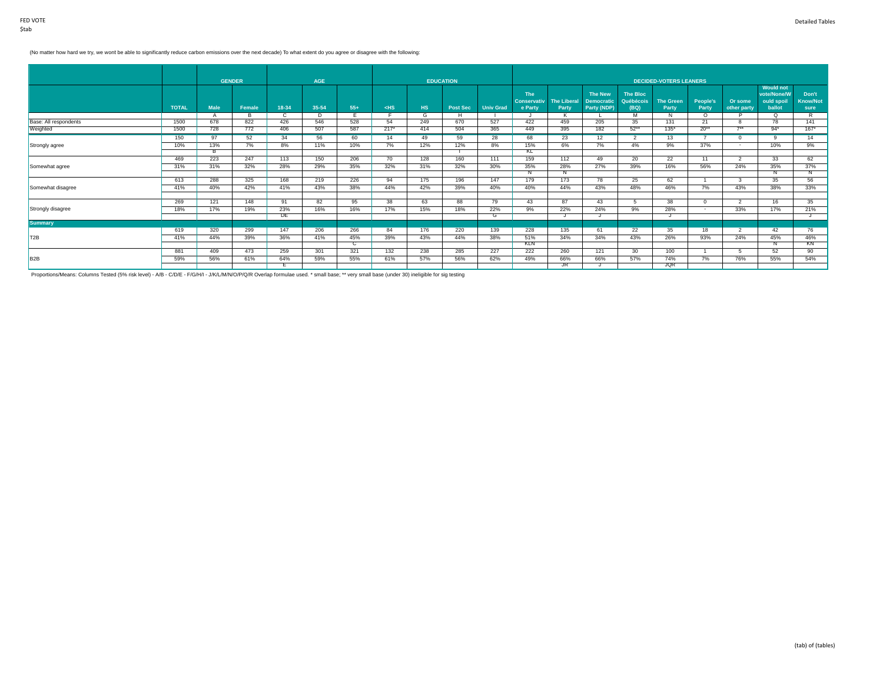(No matter how hard we try, we wont be able to significantly reduce carbon emissions over the next decade) To what extent do you agree or disagree with the following:

| | | GENDER | | AGE | | | EDUCATION | | | | DECIDED-VOTERS LEANERS | | | | | | | | | |
|---|---|---|---|---|---|---|---|---|---|---|---|---|---|---|---|---|---|---|---|---|
| | TOTAL | Male | Female | 18-34 | 35-54 | 55+ | <HS | HS | Post Sec | Univ Grad | The Conservative Party | The Liberal Party | The New Democratic Party (NDP) | The Bloc Québécois (BQ) | The Green Party | People's Party | Or some other party | Would not vote/None/Would spoil ballot | Don't Know/Not sure |
| | | A | B | C | D | E | F | G | H | I | J | K | L | M | N | O | P | Q | R |
| Base: All respondents | 1500 | 678 | 822 | 426 | 546 | 528 | 54 | 249 | 670 | 527 | 422 | 459 | 205 | 35 | 131 | 21 | 8 | 78 | 141 |
| Weighted | 1500 | 728 | 772 | 406 | 507 | 587 | 217* | 414 | 504 | 365 | 449 | 395 | 182 | 52** | 135* | 20** | 7** | 94* | 167* |
| Strongly agree | 150 | 97 | 52 | 34 | 56 | 60 | 14 | 49 | 59 | 28 | 68 | 23 | 12 | 2 | 13 | 7 | 0 | 9 | 14 |
| | 10% | 13% | 7% | 8% | 11% | 10% | 7% | 12% | 12% | 8% | 15% | 6% | 7% | 4% | 9% | 37% | - | 10% | 9% |
| | | B | | | | | | | I | | KL | | | | | | | | |
| Somewhat agree | 469 | 223 | 247 | 113 | 150 | 206 | 70 | 128 | 160 | 111 | 159 | 112 | 49 | 20 | 22 | 11 | 2 | 33 | 62 |
| | 31% | 31% | 32% | 28% | 29% | 35% | 32% | 31% | 32% | 30% | 35% | 28% | 27% | 39% | 16% | 56% | 24% | 35% | 37% |
| | | | | | | | | | | | N | N | | | | | | N | N |
| Somewhat disagree | 613 | 288 | 325 | 168 | 219 | 226 | 94 | 175 | 196 | 147 | 179 | 173 | 78 | 25 | 62 | 1 | 3 | 35 | 56 |
| | 41% | 40% | 42% | 41% | 43% | 38% | 44% | 42% | 39% | 40% | 40% | 44% | 43% | 48% | 46% | 7% | 43% | 38% | 33% |
| | | | | | | | | | | | | | | | | | | | |
| Strongly disagree | 269 | 121 | 148 | 91 | 82 | 95 | 38 | 63 | 88 | 79 | 43 | 87 | 43 | 5 | 38 | 0 | 2 | 16 | 35 |
| | 18% | 17% | 19% | 23% | 16% | 16% | 17% | 15% | 18% | 22% | 9% | 22% | 24% | 9% | 28% | - | 33% | 17% | 21% |
| | | | | DE | | | | | | G | | J | J | | J | | | | J |
| **Summary** | | | | | | | | | | | | | | | | | | | |
| T2B | 619 | 320 | 299 | 147 | 206 | 266 | 84 | 176 | 220 | 139 | 228 | 135 | 61 | 22 | 35 | 18 | 2 | 42 | 76 |
| | 41% | 44% | 39% | 36% | 41% | 45% | 39% | 43% | 44% | 38% | 51% | 34% | 34% | 43% | 26% | 93% | 24% | 45% | 46% |
| | | | | | | C | | | | | KLN | | | | | | | N | KN |
| B2B | 881 | 409 | 473 | 259 | 301 | 321 | 132 | 238 | 285 | 227 | 222 | 260 | 121 | 30 | 100 | 1 | 5 | 52 | 90 |
| | 59% | 56% | 61% | 64% | 59% | 55% | 61% | 57% | 56% | 62% | 49% | 66% | 66% | 57% | 74% | 7% | 76% | 55% | 54% |
| | | | | E | | | | | | | | JR | J | | JQR | | | | |

Proportions/Means: Columns Tested (5% risk level) - A/B - C/D/E - F/G/H/I - J/K/L/M/N/O/P/Q/R Overlap formulae used. * small base; ** very small base (under 30) ineligible for sig testing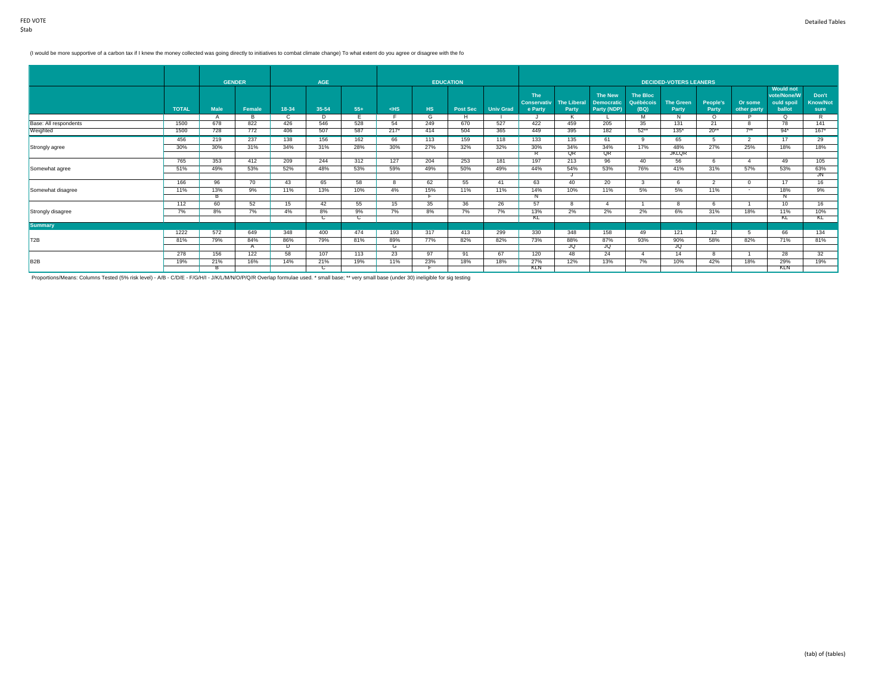(I would be more supportive of a carbon tax if I knew the money collected was going directly to initiatives to combat climate change) To what extent do you agree or disagree with the fo

| | | GENDER | | AGE | | | EDUCATION | | | | DECIDED-VOTERS LEANERS | | | | | | | | | |
|---|---|---|---|---|---|---|---|---|---|---|---|---|---|---|---|---|---|---|---|---|
| | TOTAL | Male | Female | 18-34 | 35-54 | 55+ | <HS | HS | Post Sec | Univ Grad | The Conservative Party | The Liberal Party | The New Democratic Party (NDP) | The Bloc Québécois (BQ) | The Green Party | People's Party | Or some other party | Would not vote/None/Would spoil ballot | Don't Know/Not sure |
| | | A | B | C | D | E | F | G | H | I | J | K | L | M | N | O | P | Q | R |
| Base: All respondents | 1500 | 678 | 822 | 426 | 546 | 528 | 54 | 249 | 670 | 527 | 422 | 459 | 205 | 35 | 131 | 21 | 8 | 78 | 141 |
| Weighted | 1500 | 728 | 772 | 406 | 507 | 587 | 217* | 414 | 504 | 365 | 449 | 395 | 182 | 52** | 135* | 20** | 7** | 94* | 167* |
| | 456 | 219 | 237 | 138 | 156 | 162 | 66 | 113 | 159 | 118 | 133 | 135 | 61 | 9 | 65 | 5 | 2 | 17 | 29 |
| Strongly agree | 30% | 30% | 31% | 34% | 31% | 28% | 30% | 27% | 32% | 32% | 30% | 34% | 34% | 17% | 48% | 27% | 25% | 18% | 18% |
| | | | | | | | | | | | R | QR | QR | | JKLQR | | | | |
| | 765 | 353 | 412 | 209 | 244 | 312 | 127 | 204 | 253 | 181 | 197 | 213 | 96 | 40 | 56 | 6 | 4 | 49 | 105 |
| Somewhat agree | 51% | 49% | 53% | 52% | 48% | 53% | 59% | 49% | 50% | 49% | 44% | 54% | 53% | 76% | 41% | 31% | 57% | 53% | 63% |
| | | | | | | | | | | | | J | | | | | | | JN |
| | 166 | 96 | 70 | 43 | 65 | 58 | 8 | 62 | 55 | 41 | 63 | 40 | 20 | 3 | 6 | 2 | 0 | 17 | 16 |
| Somewhat disagree | 11% | 13% | 9% | 11% | 13% | 10% | 4% | 15% | 11% | 11% | 14% | 10% | 11% | 5% | 5% | 11% | - | 18% | 9% |
| | | B | | | | | | F | | | N | | | | | | | N | |
| | 112 | 60 | 52 | 15 | 42 | 55 | 15 | 35 | 36 | 26 | 57 | 8 | 4 | 1 | 8 | 6 | 1 | 10 | 16 |
| Strongly disagree | 7% | 8% | 7% | 4% | 8% | 9% | 7% | 8% | 7% | 7% | 13% | 2% | 2% | 2% | 6% | 31% | 18% | 11% | 10% |
| | | | | | C | C | | | | | KL | | | | | | | KL | KL |
| **Summary** | | | | | | | | | | | | | | | | | | | |
| | 1222 | 572 | 649 | 348 | 400 | 474 | 193 | 317 | 413 | 299 | 330 | 348 | 158 | 49 | 121 | 12 | 5 | 66 | 134 |
| T2B | 81% | 79% | 84% | 86% | 79% | 81% | 89% | 77% | 82% | 82% | 73% | 88% | 87% | 93% | 90% | 58% | 82% | 71% | 81% |
| | | | A | D | | | G | | | | | JQ | JQ | | JQ | | | | |
| | 278 | 156 | 122 | 58 | 107 | 113 | 23 | 97 | 91 | 67 | 120 | 48 | 24 | 4 | 14 | 8 | 1 | 28 | 32 |
| B2B | 19% | 21% | 16% | 14% | 21% | 19% | 11% | 23% | 18% | 18% | 27% | 12% | 13% | 7% | 10% | 42% | 18% | 29% | 19% |
| | | B | | | C | | | F | | | KLN | | | | | | | KLN | |

Proportions/Means: Columns Tested (5% risk level) - A/B - C/D/E - F/G/H/I - J/K/L/M/N/O/P/Q/R Overlap formulae used. * small base; ** very small base (under 30) ineligible for sig testing